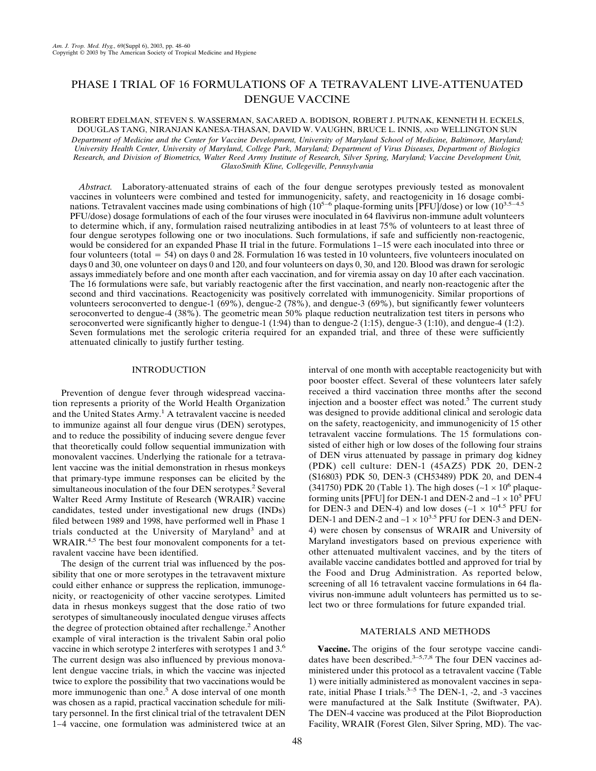# PHASE I TRIAL OF 16 FORMULATIONS OF A TETRAVALENT LIVE-ATTENUATED DENGUE VACCINE

ROBERT EDELMAN, STEVEN S. WASSERMAN, SACARED A. BODISON, ROBERT J. PUTNAK, KENNETH H. ECKELS, DOUGLAS TANG, NIRANJAN KANESA-THASAN, DAVID W. VAUGHN, BRUCE L. INNIS, AND WELLINGTON SUN

*Department of Medicine and the Center for Vaccine Development, University of Maryland School of Medicine, Baltimore, Maryland; University Health Center, University of Maryland, College Park, Maryland; Department of Virus Diseases, Department of Biologics Research, and Division of Biometrics, Walter Reed Army Institute of Research, Silver Spring, Maryland; Vaccine Development Unit, GlaxoSmith Kline, Collegeville, Pennsylvania*

*Abstract.* Laboratory-attenuated strains of each of the four dengue serotypes previously tested as monovalent vaccines in volunteers were combined and tested for immunogenicity, safety, and reactogenicity in 16 dosage combinations. Tetravalent vaccines made using combinations of high ($10^{5-6}$ plaque-forming units [PFU]/dose) or low ($10^{3.5-4.5}$ PFU/dose) dosage formulations of each of the four viruses were inoculated in 64 flavivirus non-immune adult volunteers to determine which, if any, formulation raised neutralizing antibodies in at least 75% of volunteers to at least three of four dengue serotypes following one or two inoculations. Such formulations, if safe and sufficiently non-reactogenic, would be considered for an expanded Phase II trial in the future. Formulations 1–15 were each inoculated into three or four volunteers (total = 54) on days 0 and 28. Formulation 16 was tested in 10 volunteers, five volunteers inoculated on days 0 and 30, one volunteer on days 0 and 120, and four volunteers on days 0, 30, and 120. Blood was drawn for serologic assays immediately before and one month after each vaccination, and for viremia assay on day 10 after each vaccination. The 16 formulations were safe, but variably reactogenic after the first vaccination, and nearly non-reactogenic after the second and third vaccinations. Reactogenicity was positively correlated with immunogenicity. Similar proportions of volunteers seroconverted to dengue-1 (69%), dengue-2 (78%), and dengue-3 (69%), but significantly fewer volunteers seroconverted to dengue-4 (38%). The geometric mean 50% plaque reduction neutralization test titers in persons who seroconverted were significantly higher to dengue-1 (1:94) than to dengue-2 (1:15), dengue-3 (1:10), and dengue-4 (1:2). Seven formulations met the serologic criteria required for an expanded trial, and three of these were sufficiently attenuated clinically to justify further testing.

## INTRODUCTION

Prevention of dengue fever through widespread vaccination represents a priority of the World Health Organization and the United States Army.[1] A tetravalent vaccine is needed to immunize against all four dengue virus (DEN) serotypes, and to reduce the possibility of inducing severe dengue fever that theoretically could follow sequential immunization with monovalent vaccines. Underlying the rationale for a tetravalent vaccine was the initial demonstration in rhesus monkeys that primary-type immune responses can be elicited by the simultaneous inoculation of the four DEN serotypes.[2] Several Walter Reed Army Institute of Research (WRAIR) vaccine candidates, tested under investigational new drugs (INDs) filed between 1989 and 1998, have performed well in Phase 1 trials conducted at the University of Maryland[3] and at WRAIR.[4,5] The best four monovalent components for a tetravalent vaccine have been identified.

The design of the current trial was influenced by the possibility that one or more serotypes in the tetravavent mixture could either enhance or suppress the replication, immunogenicity, or reactogenicity of other vaccine serotypes. Limited data in rhesus monkeys suggest that the dose ratio of two serotypes of simultaneously inoculated dengue viruses affects the degree of protection obtained after rechallenge.[2] Another example of viral interaction is the trivalent Sabin oral polio vaccine in which serotype 2 interferes with serotypes 1 and 3.[6] The current design was also influenced by previous monovalent dengue vaccine trials, in which the vaccine was injected twice to explore the possibility that two vaccinations would be more immunogenic than one.[5] A dose interval of one month was chosen as a rapid, practical vaccination schedule for military personnel. In the first clinical trial of the tetravalent DEN 1–4 vaccine, one formulation was administered twice at an interval of one month with acceptable reactogenicity but with poor booster effect. Several of these volunteers later safely received a third vaccination three months after the second injection and a booster effect was noted.[5] The current study was designed to provide additional clinical and serologic data on the safety, reactogenicity, and immunogenicity of 15 other tetravalent vaccine formulations. The 15 formulations consisted of either high or low doses of the following four strains of DEN virus attenuated by passage in primary dog kidney (PDK) cell culture: DEN-1 (45AZ5) PDK 20, DEN-2 (S16803) PDK 50, DEN-3 (CH53489) PDK 20, and DEN-4 (341750) PDK 20 (Table 1). The high doses (~$1 \times 10^6$ plaque-forming units [PFU] for DEN-1 and DEN-2 and ~$1 \times 10^5$ PFU for DEN-3 and DEN-4) and low doses (~$1 \times 10^{4.5}$ PFU for DEN-1 and DEN-2 and ~$1 \times 10^{3.5}$ PFU for DEN-3 and DEN-4) were chosen by consensus of WRAIR and University of Maryland investigators based on previous experience with other attenuated multivalent vaccines, and by the titers of available vaccine candidates bottled and approved for trial by the Food and Drug Administration. As reported below, screening of all 16 tetravalent vaccine formulations in 64 flavivirus non-immune adult volunteers has permitted us to select two or three formulations for future expanded trial.

## MATERIALS AND METHODS

**Vaccine.** The origins of the four serotype vaccine candidates have been described.[3–5,7,8] The four DEN vaccines administered under this protocol as a tetravalent vaccine (Table 1) were initially administered as monovalent vaccines in separate, initial Phase I trials.[3–5] The DEN-1, -2, and -3 vaccines were manufactured at the Salk Institute (Swiftwater, PA). The DEN-4 vaccine was produced at the Pilot Bioproduction Facility, WRAIR (Forest Glen, Silver Spring, MD). The vac-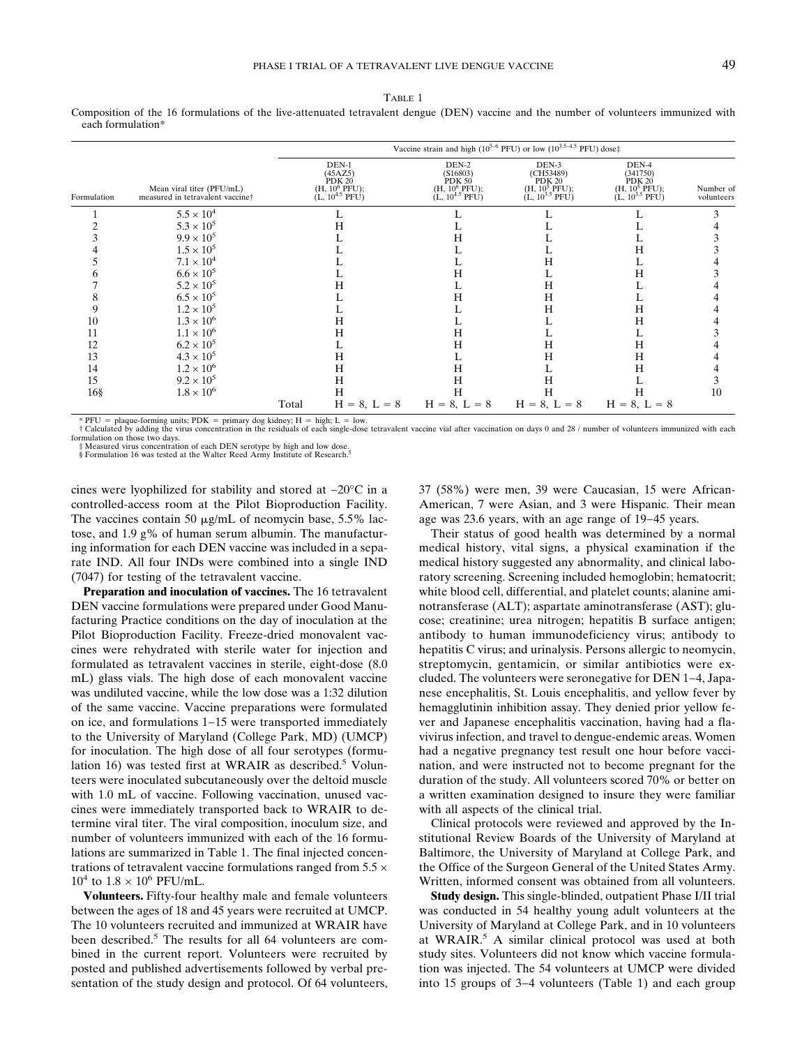TABLE 1

Composition of the 16 formulations of the live-attenuated tetravalent dengue (DEN) vaccine and the number of volunteers immunized with each formulation*

| Formulation | Mean viral titer (PFU/mL) measured in tetravalent vaccine† | Vaccine strain and high ($10^{5-6}$ PFU) or low ($10^{3.5-4.5}$ PFU) dose‡ DEN-1 (45AZ5) PDK 20 (H, $10^6$ PFU); (L, $10^{4.5}$ PFU) | DEN-2 (S16803) PDK 50 (H, $10^6$ PFU); (L, $10^{4.5}$ PFU) | DEN-3 (CH53489) PDK 20 (H, $10^5$ PFU); (L, $10^{3.5}$ PFU) | DEN-4 (341750) PDK 20 (H, $10^5$ PFU); (L, $10^{3.5}$ PFU) | Number of volunteers |
|---|---|---|---|---|---|---|
| 1 | $5.5 \times 10^4$ | L | L | L | L | 3 |
| 2 | $5.3 \times 10^5$ | H | L | L | L | 4 |
| 3 | $9.9 \times 10^5$ | L | H | L | L | 3 |
| 4 | $1.5 \times 10^5$ | L | L | L | H | 3 |
| 5 | $7.1 \times 10^4$ | L | L | H | L | 4 |
| 6 | $6.6 \times 10^5$ | L | H | L | H | 3 |
| 7 | $5.2 \times 10^5$ | H | L | H | L | 4 |
| 8 | $6.5 \times 10^5$ | L | H | H | L | 4 |
| 9 | $1.2 \times 10^5$ | L | L | H | H | 4 |
| 10 | $1.3 \times 10^6$ | H | L | L | H | 4 |
| 11 | $1.1 \times 10^6$ | H | H | L | L | 3 |
| 12 | $6.2 \times 10^5$ | L | H | H | H | 4 |
| 13 | $4.3 \times 10^5$ | H | L | H | H | 4 |
| 14 | $1.2 \times 10^6$ | H | H | L | H | 4 |
| 15 | $9.2 \times 10^5$ | H | H | H | L | 3 |
| 16§ | $1.8 \times 10^6$ | H | H | H | H | 10 |
| | Total | H = 8, L = 8 | H = 8, L = 8 | H = 8, L = 8 | H = 8, L = 8 | |

* PFU = plaque-forming units; PDK = primary dog kidney; H = high; L = low.
† Calculated by adding the virus concentration in the residuals of each single-dose tetravalent vaccine vial after vaccination on days 0 and 28 / number of volunteers immunized with each formulation on those two days.
‡ Measured virus concentration of each DEN serotype by high and low dose.
§ Formulation 16 was tested at the Walter Reed Army Institute of Research.[5]

cines were lyophilized for stability and stored at −20°C in a controlled-access room at the Pilot Bioproduction Facility. The vaccines contain 50 μg/mL of neomycin base, 5.5% lactose, and 1.9 g% of human serum albumin. The manufacturing information for each DEN vaccine was included in a separate IND. All four INDs were combined into a single IND (7047) for testing of the tetravalent vaccine.

**Preparation and inoculation of vaccines.** The 16 tetravalent DEN vaccine formulations were prepared under Good Manufacturing Practice conditions on the day of inoculation at the Pilot Bioproduction Facility. Freeze-dried monovalent vaccines were rehydrated with sterile water for injection and formulated as tetravalent vaccines in sterile, eight-dose (8.0 mL) glass vials. The high dose of each monovalent vaccine was undiluted vaccine, while the low dose was a 1:32 dilution of the same vaccine. Vaccine preparations were formulated on ice, and formulations 1–15 were transported immediately to the University of Maryland (College Park, MD) (UMCP) for inoculation. The high dose of all four serotypes (formulation 16) was tested first at WRAIR as described.[5] Volunteers were inoculated subcutaneously over the deltoid muscle with 1.0 mL of vaccine. Following vaccination, unused vaccines were immediately transported back to WRAIR to determine viral titer. The viral composition, inoculum size, and number of volunteers immunized with each of the 16 formulations are summarized in Table 1. The final injected concentrations of tetravalent vaccine formulations ranged from $5.5 \times 10^4$ to $1.8 \times 10^6$ PFU/mL.

**Volunteers.** Fifty-four healthy male and female volunteers between the ages of 18 and 45 years were recruited at UMCP. The 10 volunteers recruited and immunized at WRAIR have been described.[5] The results for all 64 volunteers are combined in the current report. Volunteers were recruited by posted and published advertisements followed by verbal presentation of the study design and protocol. Of 64 volunteers, 37 (58%) were men, 39 were Caucasian, 15 were African-American, 7 were Asian, and 3 were Hispanic. Their mean age was 23.6 years, with an age range of 19–45 years.

Their status of good health was determined by a normal medical history, vital signs, a physical examination if the medical history suggested any abnormality, and clinical laboratory screening. Screening included hemoglobin; hematocrit; white blood cell, differential, and platelet counts; alanine aminotransferase (ALT); aspartate aminotransferase (AST); glucose; creatinine; urea nitrogen; hepatitis B surface antigen; antibody to human immunodeficiency virus; antibody to hepatitis C virus; and urinalysis. Persons allergic to neomycin, streptomycin, gentamicin, or similar antibiotics were excluded. The volunteers were seronegative for DEN 1–4, Japanese encephalitis, St. Louis encephalitis, and yellow fever by hemagglutinin inhibition assay. They denied prior yellow fever and Japanese encephalitis vaccination, having had a flavivirus infection, and travel to dengue-endemic areas. Women had a negative pregnancy test result one hour before vaccination, and were instructed not to become pregnant for the duration of the study. All volunteers scored 70% or better on a written examination designed to insure they were familiar with all aspects of the clinical trial.

Clinical protocols were reviewed and approved by the Institutional Review Boards of the University of Maryland at Baltimore, the University of Maryland at College Park, and the Office of the Surgeon General of the United States Army. Written, informed consent was obtained from all volunteers.

**Study design.** This single-blinded, outpatient Phase I/II trial was conducted in 54 healthy young adult volunteers at the University of Maryland at College Park, and in 10 volunteers at WRAIR.[5] A similar clinical protocol was used at both study sites. Volunteers did not know which vaccine formulation was injected. The 54 volunteers at UMCP were divided into 15 groups of 3–4 volunteers (Table 1) and each group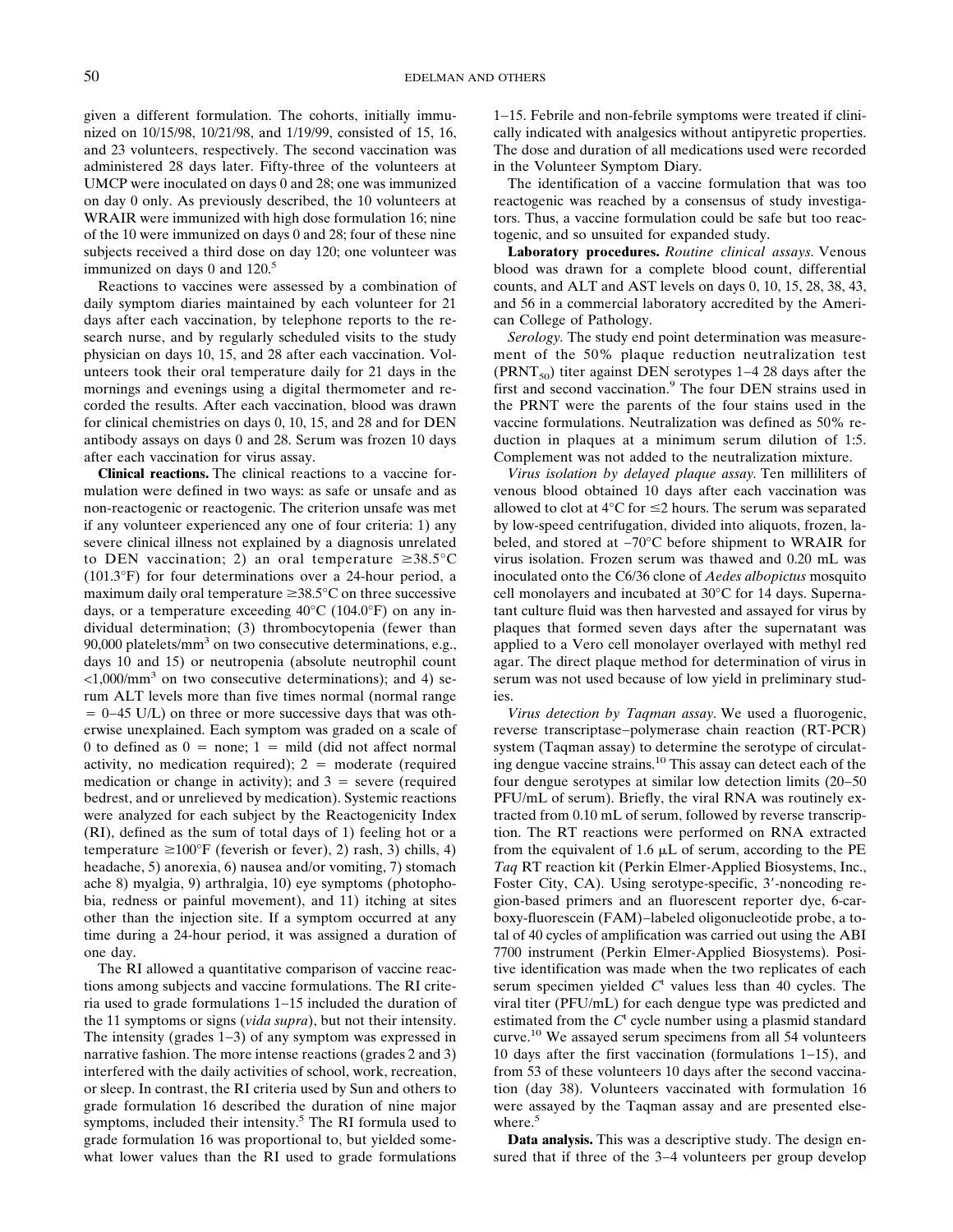given a different formulation. The cohorts, initially immunized on 10/15/98, 10/21/98, and 1/19/99, consisted of 15, 16, and 23 volunteers, respectively. The second vaccination was administered 28 days later. Fifty-three of the volunteers at UMCP were inoculated on days 0 and 28; one was immunized on day 0 only. As previously described, the 10 volunteers at WRAIR were immunized with high dose formulation 16; nine of the 10 were immunized on days 0 and 28; four of these nine subjects received a third dose on day 120; one volunteer was immunized on days 0 and 120.[5]

Reactions to vaccines were assessed by a combination of daily symptom diaries maintained by each volunteer for 21 days after each vaccination, by telephone reports to the research nurse, and by regularly scheduled visits to the study physician on days 10, 15, and 28 after each vaccination. Volunteers took their oral temperature daily for 21 days in the mornings and evenings using a digital thermometer and recorded the results. After each vaccination, blood was drawn for clinical chemistries on days 0, 10, 15, and 28 and for DEN antibody assays on days 0 and 28. Serum was frozen 10 days after each vaccination for virus assay.

**Clinical reactions.** The clinical reactions to a vaccine formulation were defined in two ways: as safe or unsafe and as non-reactogenic or reactogenic. The criterion unsafe was met if any volunteer experienced any one of four criteria: 1) any severe clinical illness not explained by a diagnosis unrelated to DEN vaccination; 2) an oral temperature ≥38.5°C (101.3°F) for four determinations over a 24-hour period, a maximum daily oral temperature ≥38.5°C on three successive days, or a temperature exceeding 40°C (104.0°F) on any individual determination; (3) thrombocytopenia (fewer than 90,000 platelets/mm$^3$ on two consecutive determinations, e.g., days 10 and 15) or neutropenia (absolute neutrophil count <1,000/mm$^3$ on two consecutive determinations); and 4) serum ALT levels more than five times normal (normal range = 0–45 U/L) on three or more successive days that was otherwise unexplained. Each symptom was graded on a scale of 0 to defined as 0 = none; 1 = mild (did not affect normal activity, no medication required); 2 = moderate (required medication or change in activity); and 3 = severe (required bedrest, and or unrelieved by medication). Systemic reactions were analyzed for each subject by the Reactogenicity Index (RI), defined as the sum of total days of 1) feeling hot or a temperature ≥100°F (feverish or fever), 2) rash, 3) chills, 4) headache, 5) anorexia, 6) nausea and/or vomiting, 7) stomach ache 8) myalgia, 9) arthralgia, 10) eye symptoms (photophobia, redness or painful movement), and 11) itching at sites other than the injection site. If a symptom occurred at any time during a 24-hour period, it was assigned a duration of one day.

The RI allowed a quantitative comparison of vaccine reactions among subjects and vaccine formulations. The RI criteria used to grade formulations 1–15 included the duration of the 11 symptoms or signs (*vida supra*), but not their intensity. The intensity (grades 1–3) of any symptom was expressed in narrative fashion. The more intense reactions (grades 2 and 3) interfered with the daily activities of school, work, recreation, or sleep. In contrast, the RI criteria used by Sun and others to grade formulation 16 described the duration of nine major symptoms, included their intensity.[5] The RI formula used to grade formulation 16 was proportional to, but yielded somewhat lower values than the RI used to grade formulations 1–15. Febrile and non-febrile symptoms were treated if clinically indicated with analgesics without antipyretic properties. The dose and duration of all medications used were recorded in the Volunteer Symptom Diary.

The identification of a vaccine formulation that was too reactogenic was reached by a consensus of study investigators. Thus, a vaccine formulation could be safe but too reactogenic, and so unsuited for expanded study.

**Laboratory procedures.** *Routine clinical assays.* Venous blood was drawn for a complete blood count, differential counts, and ALT and AST levels on days 0, 10, 15, 28, 38, 43, and 56 in a commercial laboratory accredited by the American College of Pathology.

*Serology.* The study end point determination was measurement of the 50% plaque reduction neutralization test ($PRNT_{50}$) titer against DEN serotypes 1–4 28 days after the first and second vaccination.[9] The four DEN strains used in the PRNT were the parents of the four stains used in the vaccine formulations. Neutralization was defined as 50% reduction in plaques at a minimum serum dilution of 1:5. Complement was not added to the neutralization mixture.

*Virus isolation by delayed plaque assay.* Ten milliliters of venous blood obtained 10 days after each vaccination was allowed to clot at 4°C for ≤2 hours. The serum was separated by low-speed centrifugation, divided into aliquots, frozen, labeled, and stored at −70°C before shipment to WRAIR for virus isolation. Frozen serum was thawed and 0.20 mL was inoculated onto the C6/36 clone of *Aedes albopictus* mosquito cell monolayers and incubated at 30°C for 14 days. Supernatant culture fluid was then harvested and assayed for virus by plaques that formed seven days after the supernatant was applied to a Vero cell monolayer overlayed with methyl red agar. The direct plaque method for determination of virus in serum was not used because of low yield in preliminary studies.

*Virus detection by Taqman assay*. We used a fluorogenic, reverse transcriptase–polymerase chain reaction (RT-PCR) system (Taqman assay) to determine the serotype of circulating dengue vaccine strains.[10] This assay can detect each of the four dengue serotypes at similar low detection limits (20–50 PFU/mL of serum). Briefly, the viral RNA was routinely extracted from 0.10 mL of serum, followed by reverse transcription. The RT reactions were performed on RNA extracted from the equivalent of 1.6 μL of serum, according to the PE *Taq* RT reaction kit (Perkin Elmer-Applied Biosystems, Inc., Foster City, CA). Using serotype-specific, 3′-noncoding region-based primers and an fluorescent reporter dye, 6-carboxy-fluorescein (FAM)–labeled oligonucleotide probe, a total of 40 cycles of amplification was carried out using the ABI 7700 instrument (Perkin Elmer-Applied Biosystems). Positive identification was made when the two replicates of each serum specimen yielded $C^t$ values less than 40 cycles. The viral titer (PFU/mL) for each dengue type was predicted and estimated from the $C^t$ cycle number using a plasmid standard curve.[10] We assayed serum specimens from all 54 volunteers 10 days after the first vaccination (formulations 1–15), and from 53 of these volunteers 10 days after the second vaccination (day 38). Volunteers vaccinated with formulation 16 were assayed by the Taqman assay and are presented elsewhere.[5]

**Data analysis.** This was a descriptive study. The design ensured that if three of the 3–4 volunteers per group develop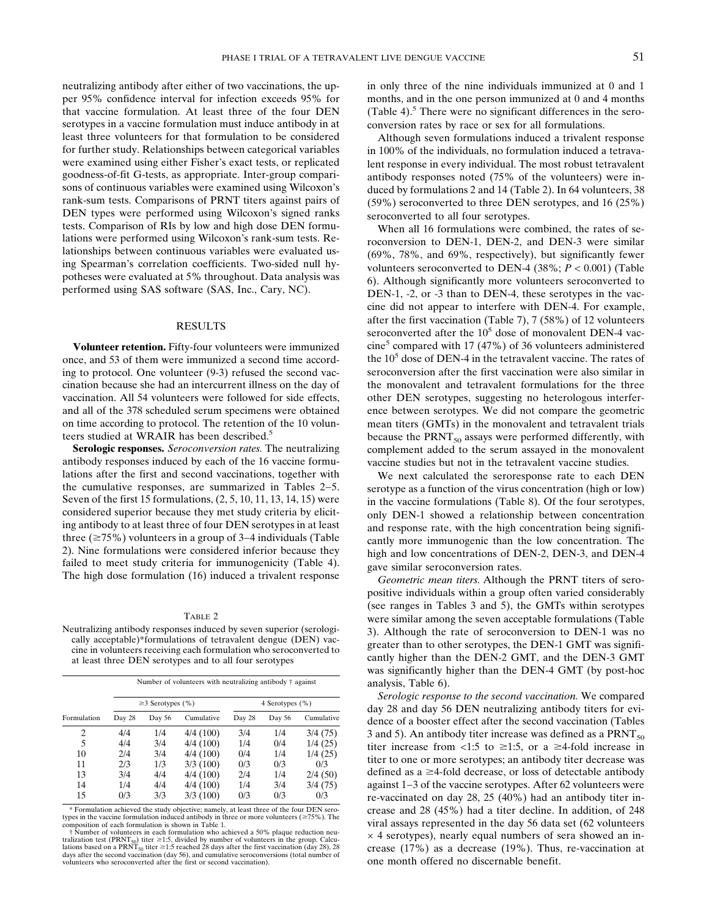neutralizing antibody after either of two vaccinations, the upper 95% confidence interval for infection exceeds 95% for that vaccine formulation. At least three of the four DEN serotypes in a vaccine formulation must induce antibody in at least three volunteers for that formulation to be considered for further study. Relationships between categorical variables were examined using either Fisher's exact tests, or replicated goodness-of-fit G-tests, as appropriate. Inter-group comparisons of continuous variables were examined using Wilcoxon's rank-sum tests. Comparisons of PRNT titers against pairs of DEN types were performed using Wilcoxon's signed ranks tests. Comparison of RIs by low and high dose DEN formulations were performed using Wilcoxon's rank-sum tests. Relationships between continuous variables were evaluated using Spearman's correlation coefficients. Two-sided null hypotheses were evaluated at 5% throughout. Data analysis was performed using SAS software (SAS, Inc., Cary, NC).

## RESULTS

**Volunteer retention.** Fifty-four volunteers were immunized once, and 53 of them were immunized a second time according to protocol. One volunteer (9-3) refused the second vaccination because she had an intercurrent illness on the day of vaccination. All 54 volunteers were followed for side effects, and all of the 378 scheduled serum specimens were obtained on time according to protocol. The retention of the 10 volunteers studied at WRAIR has been described.[5]

**Serologic responses.** *Seroconversion rates.* The neutralizing antibody responses induced by each of the 16 vaccine formulations after the first and second vaccinations, together with the cumulative responses, are summarized in Tables 2–5. Seven of the first 15 formulations, (2, 5, 10, 11, 13, 14, 15) were considered superior because they met study criteria by eliciting antibody to at least three of four DEN serotypes in at least three (≥75%) volunteers in a group of 3–4 individuals (Table 2). Nine formulations were considered inferior because they failed to meet study criteria for immunogenicity (Table 4). The high dose formulation (16) induced a trivalent response

TABLE 2

Neutralizing antibody responses induced by seven superior (serologically acceptable)*formulations of tetravalent dengue (DEN) vaccine in volunteers receiving each formulation who seroconverted to at least three DEN serotypes and to all four serotypes

| | Number of volunteers with neutralizing antibody † against | | | | | |
|---|---|---|---|---|---|---|
| | ≥3 Serotypes (%) | | | 4 Serotypes (%) | | |
| Formulation | Day 28 | Day 56 | Cumulative | Day 28 | Day 56 | Cumulative |
| 2 | 4/4 | 1/4 | 4/4 (100) | 3/4 | 1/4 | 3/4 (75) |
| 5 | 4/4 | 3/4 | 4/4 (100) | 1/4 | 0/4 | 1/4 (25) |
| 10 | 2/4 | 3/4 | 4/4 (100) | 0/4 | 1/4 | 1/4 (25) |
| 11 | 2/3 | 1/3 | 3/3 (100) | 0/3 | 0/3 | 0/3 |
| 13 | 3/4 | 4/4 | 4/4 (100) | 2/4 | 1/4 | 2/4 (50) |
| 14 | 1/4 | 4/4 | 4/4 (100) | 1/4 | 3/4 | 3/4 (75) |
| 15 | 0/3 | 3/3 | 3/3 (100) | 0/3 | 0/3 | 0/3 |

\* Formulation achieved the study objective; namely, at least three of the four DEN serotypes in the vaccine formulation induced antibody in three or more volunteers (≥75%). The composition of each formulation is shown in Table 1.

† Number of volunteers in each formulation who achieved a 50% plaque reduction neutralization test ($PRNT_{50}$) titer ≥1:5, divided by number of volunteers in the group. Calculations based on a $PRNT_{50}$ titer ≥1:5 reached 28 days after the first vaccination (day 28), 28 days after the second vaccination (day 56), and cumulative seroconversions (total number of volunteers who seroconverted after the first or second vaccination).

in only three of the nine individuals immunized at 0 and 1 months, and in the one person immunized at 0 and 4 months (Table 4).[5] There were no significant differences in the seroconversion rates by race or sex for all formulations.

Although seven formulations induced a trivalent response in 100% of the individuals, no formulation induced a tetravalent response in every individual. The most robust tetravalent antibody responses noted (75% of the volunteers) were induced by formulations 2 and 14 (Table 2). In 64 volunteers, 38 (59%) seroconverted to three DEN serotypes, and 16 (25%) seroconverted to all four serotypes.

When all 16 formulations were combined, the rates of seroconversion to DEN-1, DEN-2, and DEN-3 were similar (69%, 78%, and 69%, respectively), but significantly fewer volunteers seroconverted to DEN-4 (38%; $P < 0.001$) (Table 6). Although significantly more volunteers seroconverted to DEN-1, -2, or -3 than to DEN-4, these serotypes in the vaccine did not appear to interfere with DEN-4. For example, after the first vaccination (Table 7), 7 (58%) of 12 volunteers seroconverted after the $10^5$ dose of monovalent DEN-4 vaccine[5] compared with 17 (47%) of 36 volunteers administered the $10^5$ dose of DEN-4 in the tetravalent vaccine. The rates of seroconversion after the first vaccination were also similar in the monovalent and tetravalent formulations for the three other DEN serotypes, suggesting no heterologous interference between serotypes. We did not compare the geometric mean titers (GMTs) in the monovalent and tetravalent trials because the $PRNT_{50}$ assays were performed differently, with complement added to the serum assayed in the monovalent vaccine studies but not in the tetravalent vaccine studies.

We next calculated the seroresponse rate to each DEN serotype as a function of the virus concentration (high or low) in the vaccine formulations (Table 8). Of the four serotypes, only DEN-1 showed a relationship between concentration and response rate, with the high concentration being significantly more immunogenic than the low concentration. The high and low concentrations of DEN-2, DEN-3, and DEN-4 gave similar seroconversion rates.

*Geometric mean titers.* Although the PRNT titers of seropositive individuals within a group often varied considerably (see ranges in Tables 3 and 5), the GMTs within serotypes were similar among the seven acceptable formulations (Table 3). Although the rate of seroconversion to DEN-1 was no greater than to other serotypes, the DEN-1 GMT was significantly higher than the DEN-2 GMT, and the DEN-3 GMT was significantly higher than the DEN-4 GMT (by post-hoc analysis, Table 6).

*Serologic response to the second vaccination.* We compared day 28 and day 56 DEN neutralizing antibody titers for evidence of a booster effect after the second vaccination (Tables 3 and 5). An antibody titer increase was defined as a $PRNT_{50}$ titer increase from <1:5 to ≥1:5, or a ≥4-fold increase in titer to one or more serotypes; an antibody titer decrease was defined as a ≥4-fold decrease, or loss of detectable antibody against 1–3 of the vaccine serotypes. After 62 volunteers were re-vaccinated on day 28, 25 (40%) had an antibody titer increase and 28 (45%) had a titer decline. In addition, of 248 viral assays represented in the day 56 data set (62 volunteers × 4 serotypes), nearly equal numbers of sera showed an increase (17%) as a decrease (19%). Thus, re-vaccination at one month offered no discernable benefit.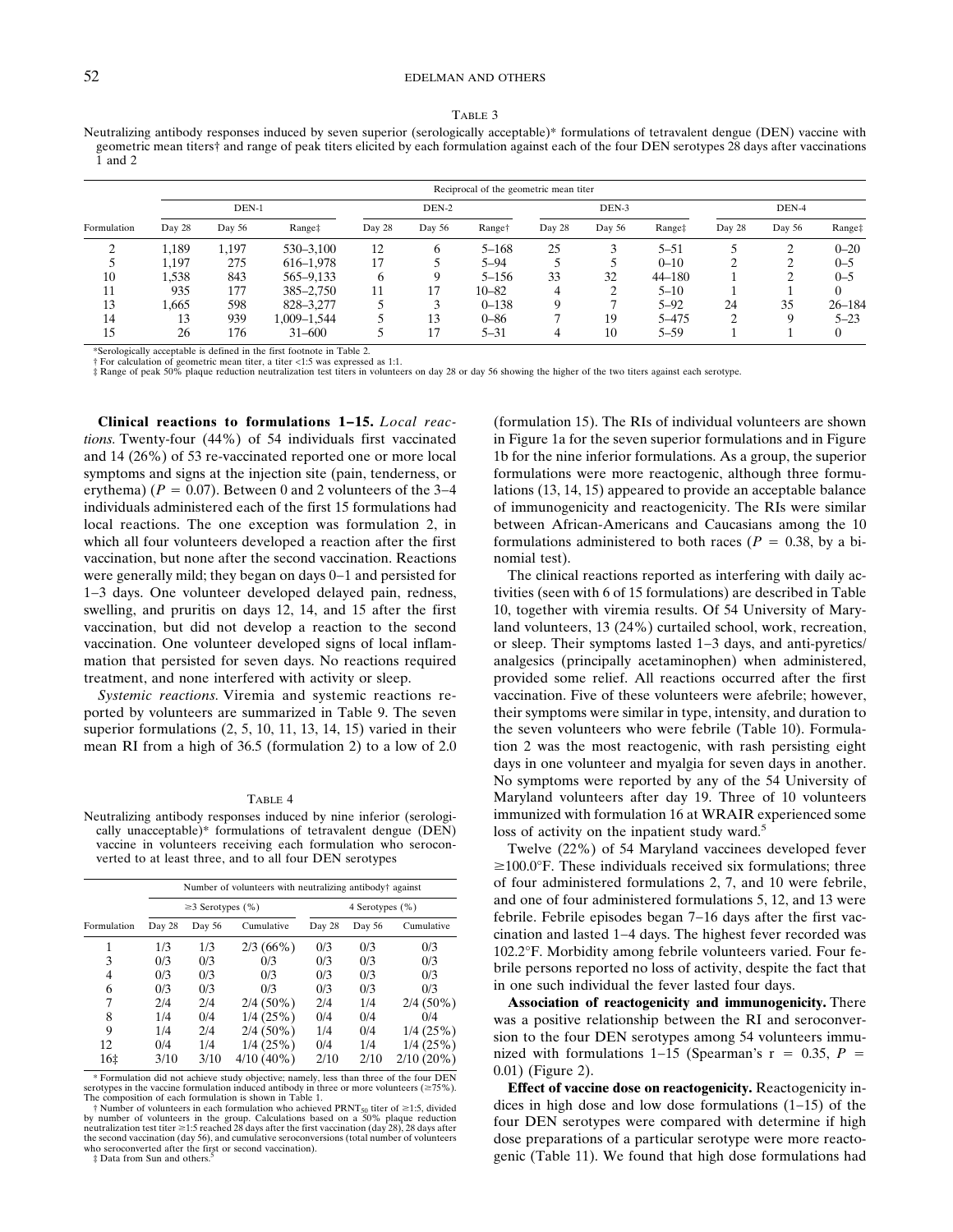Table 3

Neutralizing antibody responses induced by seven superior (serologically acceptable)* formulations of tetravalent dengue (DEN) vaccine with geometric mean titers† and range of peak titers elicited by each formulation against each of the four DEN serotypes 28 days after vaccinations 1 and 2

| Formulation | Reciprocal of the geometric mean titer | | | | | | | | | | | |
|---|---|---|---|---|---|---|---|---|---|---|---|---|
| | DEN-1 | | | DEN-2 | | | DEN-3 | | | DEN-4 | | |
| | Day 28 | Day 56 | Range‡ | Day 28 | Day 56 | Range† | Day 28 | Day 56 | Range‡ | Day 28 | Day 56 | Range‡ |
| 2 | 1,189 | 1,197 | 530–3,100 | 12 | 6 | 5–168 | 25 | 3 | 5–51 | 5 | 2 | 0–20 |
| 5 | 1,197 | 275 | 616–1,978 | 17 | 5 | 5–94 | 5 | 5 | 0–10 | 2 | 2 | 0–5 |
| 10 | 1,538 | 843 | 565–9,133 | 6 | 9 | 5–156 | 33 | 32 | 44–180 | 1 | 2 | 0–5 |
| 11 | 935 | 177 | 385–2,750 | 11 | 17 | 10–82 | 4 | 2 | 5–10 | 1 | 1 | 0 |
| 13 | 1,665 | 598 | 828–3,277 | 5 | 3 | 0–138 | 9 | 7 | 5–92 | 24 | 35 | 26–184 |
| 14 | 13 | 939 | 1,009–1,544 | 5 | 13 | 0–86 | 7 | 19 | 5–475 | 2 | 9 | 5–23 |
| 15 | 26 | 176 | 31–600 | 5 | 17 | 5–31 | 4 | 10 | 5–59 | 1 | 1 | 0 |

*Serologically acceptable is defined in the first footnote in Table 2.
† For calculation of geometric mean titer, a titer <1:5 was expressed as 1:1.
‡ Range of peak 50% plaque reduction neutralization test titers in volunteers on day 28 or day 56 showing the higher of the two titers against each serotype.

**Clinical reactions to formulations 1–15.** *Local reactions.* Twenty-four (44%) of 54 individuals first vaccinated and 14 (26%) of 53 re-vaccinated reported one or more local symptoms and signs at the injection site (pain, tenderness, or erythema) ($P = 0.07$). Between 0 and 2 volunteers of the 3–4 individuals administered each of the first 15 formulations had local reactions. The one exception was formulation 2, in which all four volunteers developed a reaction after the first vaccination, but none after the second vaccination. Reactions were generally mild; they began on days 0–1 and persisted for 1–3 days. One volunteer developed delayed pain, redness, swelling, and pruritis on days 12, 14, and 15 after the first vaccination, but did not develop a reaction to the second vaccination. One volunteer developed signs of local inflammation that persisted for seven days. No reactions required treatment, and none interfered with activity or sleep.

*Systemic reactions.* Viremia and systemic reactions reported by volunteers are summarized in Table 9. The seven superior formulations (2, 5, 10, 11, 13, 14, 15) varied in their mean RI from a high of 36.5 (formulation 2) to a low of 2.0 (formulation 15). The RIs of individual volunteers are shown in Figure 1a for the seven superior formulations and in Figure 1b for the nine inferior formulations. As a group, the superior formulations were more reactogenic, although three formulations (13, 14, 15) appeared to provide an acceptable balance of immunogenicity and reactogenicity. The RIs were similar between African-Americans and Caucasians among the 10 formulations administered to both races ($P = 0.38$, by a binomial test).

Table 4

Neutralizing antibody responses induced by nine inferior (serologically unacceptable)* formulations of tetravalent dengue (DEN) vaccine in volunteers receiving each formulation who seroconverted to at least three, and to all four DEN serotypes

| Formulation | Number of volunteers with neutralizing antibody† against | | | | | |
|---|---|---|---|---|---|---|
| | ≥3 Serotypes (%) | | | 4 Serotypes (%) | | |
| | Day 28 | Day 56 | Cumulative | Day 28 | Day 56 | Cumulative |
| 1 | 1/3 | 1/3 | 2/3 (66%) | 0/3 | 0/3 | 0/3 |
| 3 | 0/3 | 0/3 | 0/3 | 0/3 | 0/3 | 0/3 |
| 4 | 0/3 | 0/3 | 0/3 | 0/3 | 0/3 | 0/3 |
| 6 | 0/3 | 0/3 | 0/3 | 0/3 | 0/3 | 0/3 |
| 7 | 2/4 | 2/4 | 2/4 (50%) | 2/4 | 1/4 | 2/4 (50%) |
| 8 | 1/4 | 0/4 | 1/4 (25%) | 0/4 | 0/4 | 0/4 |
| 9 | 1/4 | 2/4 | 2/4 (50%) | 1/4 | 0/4 | 1/4 (25%) |
| 12 | 0/4 | 1/4 | 1/4 (25%) | 0/4 | 1/4 | 1/4 (25%) |
| 16‡ | 3/10 | 3/10 | 4/10 (40%) | 2/10 | 2/10 | 2/10 (20%) |

* Formulation did not achieve study objective; namely, less than three of the four DEN serotypes in the vaccine formulation induced antibody in three or more volunteers (≥75%). The composition of each formulation is shown in Table 1.
† Number of volunteers in each formulation who achieved $PRNT_{50}$ titer of ≥1:5, divided by number of volunteers in the group. Calculations based on a 50% plaque reduction neutralization test titer ≥1:5 reached 28 days after the first vaccination (day 28), 28 days after the second vaccination (day 56), and cumulative seroconversions (total number of volunteers who seroconverted after the first or second vaccination).
‡ Data from Sun and others.[5]

The clinical reactions reported as interfering with daily activities (seen with 6 of 15 formulations) are described in Table 10, together with viremia results. Of 54 University of Maryland volunteers, 13 (24%) curtailed school, work, recreation, or sleep. Their symptoms lasted 1–3 days, and anti-pyretics/analgesics (principally acetaminophen) when administered, provided some relief. All reactions occurred after the first vaccination. Five of these volunteers were afebrile; however, their symptoms were similar in type, intensity, and duration to the seven volunteers who were febrile (Table 10). Formulation 2 was the most reactogenic, with rash persisting eight days in one volunteer and myalgia for seven days in another. No symptoms were reported by any of the 54 University of Maryland volunteers after day 19. Three of 10 volunteers immunized with formulation 16 at WRAIR experienced some loss of activity on the inpatient study ward.[5]

Twelve (22%) of 54 Maryland vaccinees developed fever ≥100.0°F. These individuals received six formulations; three of four administered formulations 2, 7, and 10 were febrile, and one of four administered formulations 5, 12, and 13 were febrile. Febrile episodes began 7–16 days after the first vaccination and lasted 1–4 days. The highest fever recorded was 102.2°F. Morbidity among febrile volunteers varied. Four febrile persons reported no loss of activity, despite the fact that in one such individual the fever lasted four days.

**Association of reactogenicity and immunogenicity.** There was a positive relationship between the RI and seroconversion to the four DEN serotypes among 54 volunteers immunized with formulations 1–15 (Spearman's $r = 0.35$, $P = 0.01$) (Figure 2).

**Effect of vaccine dose on reactogenicity.** Reactogenicity indices in high dose and low dose formulations (1–15) of the four DEN serotypes were compared with determine if high dose preparations of a particular serotype were more reactogenic (Table 11). We found that high dose formulations had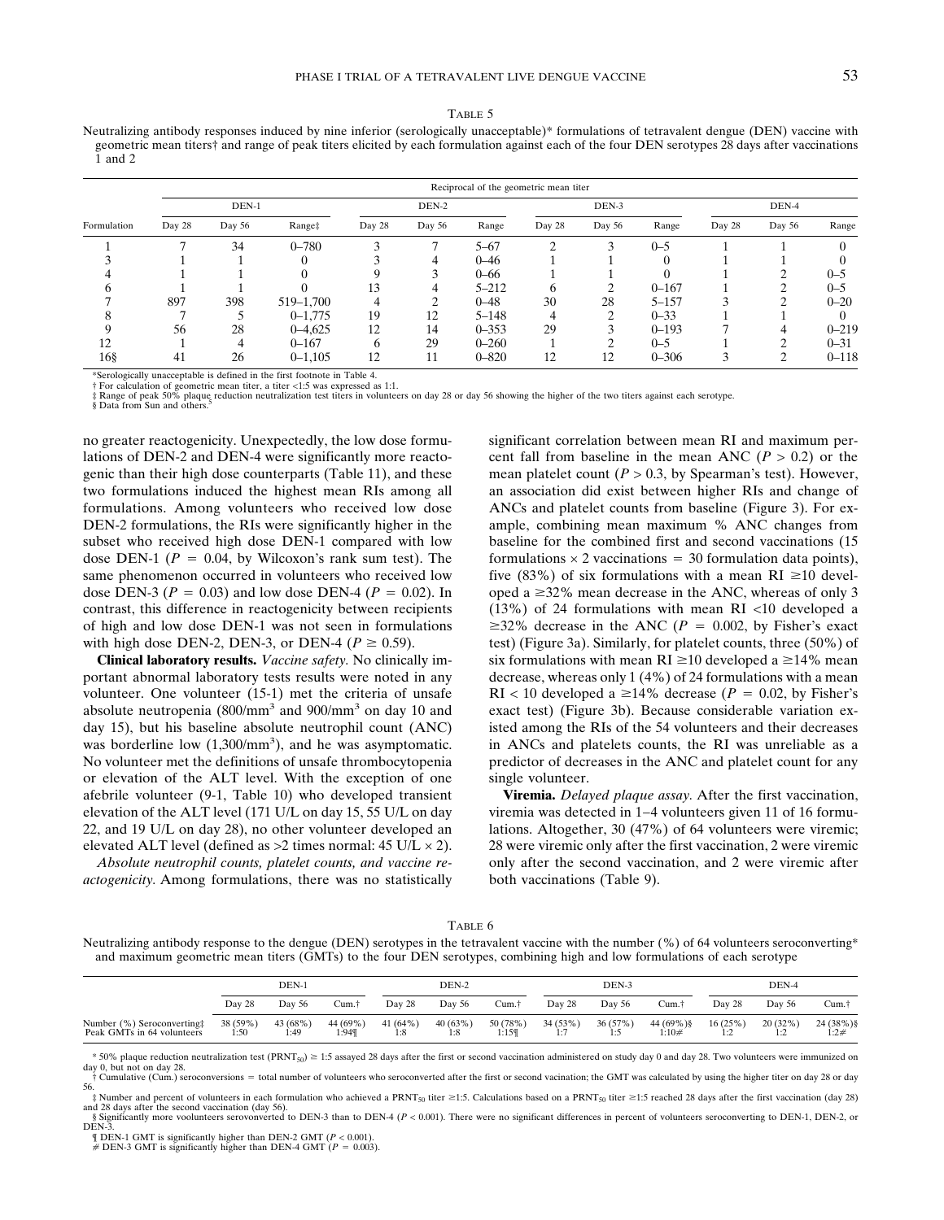TABLE 5

Neutralizing antibody responses induced by nine inferior (serologically unacceptable)* formulations of tetravalent dengue (DEN) vaccine with geometric mean titers† and range of peak titers elicited by each formulation against each of the four DEN serotypes 28 days after vaccinations 1 and 2

| Formulation | Reciprocal of the geometric mean titer | | | | | | | | | | | |
|---|---|---|---|---|---|---|---|---|---|---|---|---|
| | DEN-1 | | | DEN-2 | | | DEN-3 | | | DEN-4 | | |
| | Day 28 | Day 56 | Range‡ | Day 28 | Day 56 | Range | Day 28 | Day 56 | Range | Day 28 | Day 56 | Range |
| 1 | 7 | 34 | 0–780 | 3 | 7 | 5–67 | 2 | 3 | 0–5 | 1 | 1 | 0 |
| 3 | 1 | 1 | 0 | 3 | 4 | 0–46 | 1 | 1 | 0 | 1 | 1 | 0 |
| 4 | 1 | 1 | 0 | 9 | 3 | 0–66 | 1 | 1 | 0 | 1 | 2 | 0–5 |
| 6 | 1 | 1 | 0 | 13 | 4 | 5–212 | 6 | 2 | 0–167 | 1 | 2 | 0–5 |
| 7 | 897 | 398 | 519–1,700 | 4 | 2 | 0–48 | 30 | 28 | 5–157 | 3 | 2 | 0–20 |
| 8 | 7 | 5 | 0–1,775 | 19 | 12 | 5–148 | 4 | 2 | 0–33 | 1 | 1 | 0 |
| 9 | 56 | 28 | 0–4,625 | 12 | 14 | 0–353 | 29 | 3 | 0–193 | 7 | 4 | 0–219 |
| 12 | 1 | 4 | 0–167 | 6 | 29 | 0–260 | 1 | 2 | 0–5 | 1 | 2 | 0–31 |
| 16§ | 41 | 26 | 0–1,105 | 12 | 11 | 0–820 | 12 | 12 | 0–306 | 3 | 2 | 0–118 |

*Serologically unacceptable is defined in the first footnote in Table 4.
† For calculation of geometric mean titer, a titer <1:5 was expressed as 1:1.
‡ Range of peak 50% plaque reduction neutralization test titers in volunteers on day 28 or day 56 showing the higher of the two titers against each serotype.
§ Data from Sun and others.[5]

no greater reactogenicity. Unexpectedly, the low dose formulations of DEN-2 and DEN-4 were significantly more reactogenic than their high dose counterparts (Table 11), and these two formulations induced the highest mean RIs among all formulations. Among volunteers who received low dose DEN-2 formulations, the RIs were significantly higher in the subset who received high dose DEN-1 compared with low dose DEN-1 ($P = 0.04$, by Wilcoxon's rank sum test). The same phenomenon occurred in volunteers who received low dose DEN-3 ($P = 0.03$) and low dose DEN-4 ($P = 0.02$). In contrast, this difference in reactogenicity between recipients of high and low dose DEN-1 was not seen in formulations with high dose DEN-2, DEN-3, or DEN-4 ($P \geq 0.59$).

**Clinical laboratory results.** *Vaccine safety.* No clinically important abnormal laboratory tests results were noted in any volunteer. One volunteer (15-1) met the criteria of unsafe absolute neutropenia (800/mm$^3$ and 900/mm$^3$ on day 10 and day 15), but his baseline absolute neutrophil count (ANC) was borderline low (1,300/mm$^3$), and he was asymptomatic. No volunteer met the definitions of unsafe thrombocytopenia or elevation of the ALT level. With the exception of one afebrile volunteer (9-1, Table 10) who developed transient elevation of the ALT level (171 U/L on day 15, 55 U/L on day 22, and 19 U/L on day 28), no other volunteer developed an elevated ALT level (defined as >2 times normal: 45 U/L × 2).

*Absolute neutrophil counts, platelet counts, and vaccine reactogenicity.* Among formulations, there was no statistically significant correlation between mean RI and maximum percent fall from baseline in the mean ANC ($P > 0.2$) or the mean platelet count ($P > 0.3$, by Spearman's test). However, an association did exist between higher RIs and change of ANCs and platelet counts from baseline (Figure 3). For example, combining mean maximum % ANC changes from baseline for the combined first and second vaccinations (15 formulations × 2 vaccinations = 30 formulation data points), five (83%) of six formulations with a mean RI ≥10 developed a ≥32% mean decrease in the ANC, whereas of only 3 (13%) of 24 formulations with mean RI <10 developed a ≥32% decrease in the ANC ($P = 0.002$, by Fisher's exact test) (Figure 3a). Similarly, for platelet counts, three (50%) of six formulations with mean RI ≥10 developed a ≥14% mean decrease, whereas only 1 (4%) of 24 formulations with a mean RI < 10 developed a ≥14% decrease ($P = 0.02$, by Fisher's exact test) (Figure 3b). Because considerable variation existed among the RIs of the 54 volunteers and their decreases in ANCs and platelets counts, the RI was unreliable as a predictor of decreases in the ANC and platelet count for any single volunteer.

**Viremia.** *Delayed plaque assay.* After the first vaccination, viremia was detected in 1–4 volunteers given 11 of 16 formulations. Altogether, 30 (47%) of 64 volunteers were viremic; 28 were viremic only after the first vaccination, 2 were viremic only after the second vaccination, and 2 were viremic after both vaccinations (Table 9).

TABLE 6

Neutralizing antibody response to the dengue (DEN) serotypes in the tetravalent vaccine with the number (%) of 64 volunteers seroconverting* and maximum geometric mean titers (GMTs) to the four DEN serotypes, combining high and low formulations of each serotype

| | DEN-1 | | | DEN-2 | | | DEN-3 | | | DEN-4 | | |
|---|---|---|---|---|---|---|---|---|---|---|---|---|
| | Day 28 | Day 56 | Cum.† | Day 28 | Day 56 | Cum.† | Day 28 | Day 56 | Cum.† | Day 28 | Day 56 | Cum.† |
| Number (%) Seroconverting‡ | 38 (59%) | 43 (68%) | 44 (69%) | 41 (64%) | 40 (63%) | 50 (78%) | 34 (53%) | 36 (57%) | 44 (69%)§ | 16 (25%) | 20 (32%) | 24 (38%)§ |
| Peak GMTs in 64 volunteers | 1:50 | 1:49 | 1:94¶ | 1:8 | 1:8 | 1:15¶ | 1:7 | 1:5 | 1:10≠ | 1:2 | 1:2 | 1:2≠ |

* 50% plaque reduction neutralization test (PRNT$_{50}$) ≥ 1:5 assayed 28 days after the first or second vaccination administered on study day 0 and day 28. Two volunteers were immunized on day 0, but not on day 28.
† Cumulative (Cum.) seroconversions = total number of volunteers who seroconverted after the first or second vacination; the GMT was calculated by using the higher titer on day 28 or day 56.
‡ Number and percent of volunteers in each formulation who achieved a PRNT$_{50}$ titer ≥1:5. Calculations based on a PRNT$_{50}$ titer ≥1:5 reached 28 days after the first vaccination (day 28) and 28 days after the second vaccination (day 56).
§ Significantly more voolunteers serovonverted to DEN-3 than to DEN-4 ($P < 0.001$). There were no significant differences in percent of volunteers seroconverting to DEN-1, DEN-2, or DEN-3.
¶ DEN-1 GMT is significantly higher than DEN-2 GMT ($P < 0.001$).
≠ DEN-3 GMT is significantly higher than DEN-4 GMT ($P = 0.003$).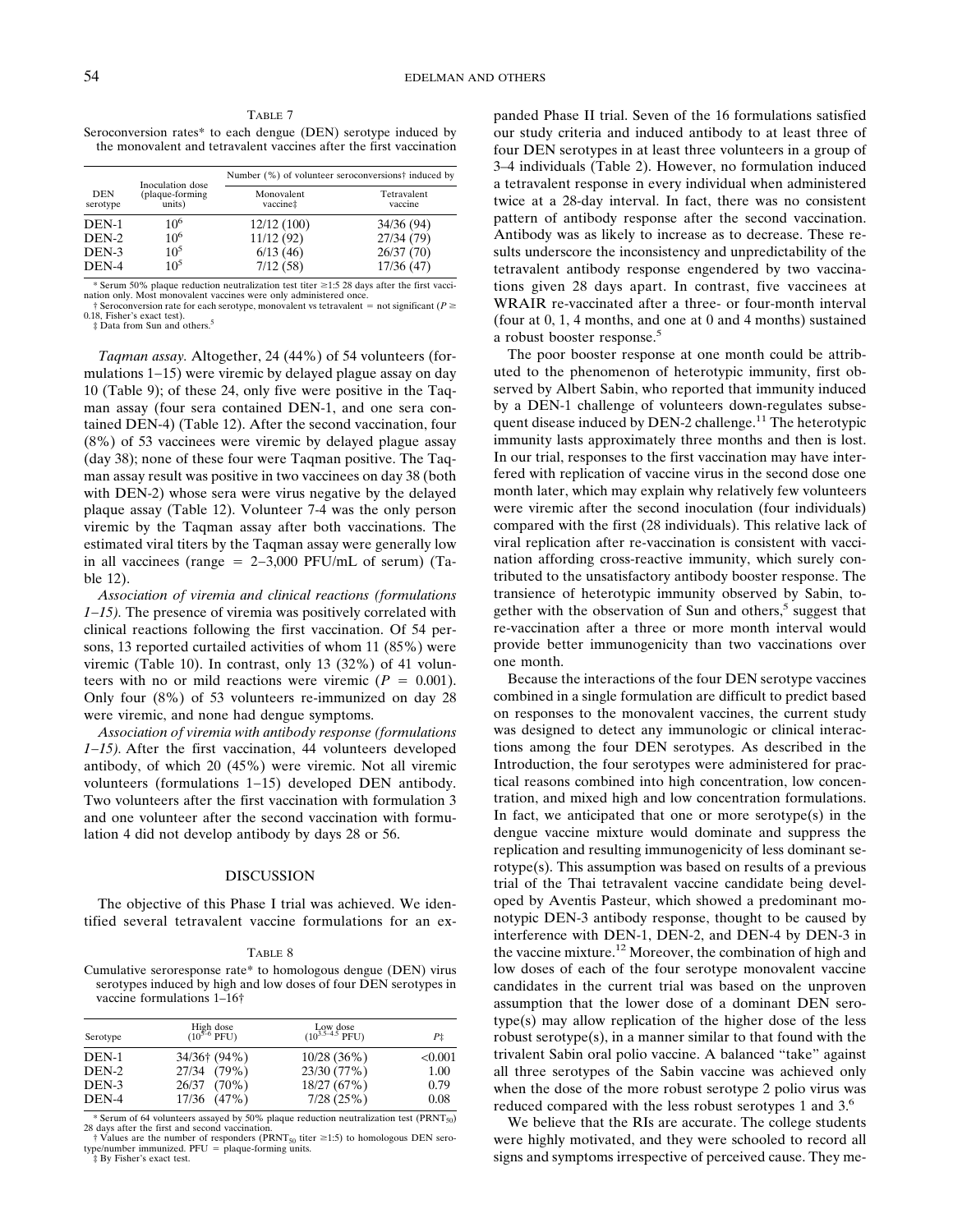TABLE 7

Seroconversion rates* to each dengue (DEN) serotype induced by the monovalent and tetravalent vaccines after the first vaccination

| DEN serotype | Inoculation dose (plaque-forming units) | Number (%) of volunteer seroconversions† induced by | |
|---|---|---|---|
| | | Monovalent vaccine‡ | Tetravalent vaccine |
| DEN-1 | $10^6$ | 12/12 (100) | 34/36 (94) |
| DEN-2 | $10^6$ | 11/12 (92) | 27/34 (79) |
| DEN-3 | $10^5$ | 6/13 (46) | 26/37 (70) |
| DEN-4 | $10^5$ | 7/12 (58) | 17/36 (47) |

* Serum 50% plaque reduction neutralization test titer ≥1:5 28 days after the first vaccination only. Most monovalent vaccines were only administered once.
† Seroconversion rate for each serotype, monovalent vs tetravalent = not significant ($P \geq 0.18$, Fisher's exact test).
‡ Data from Sun and others.[5]

*Taqman assay.* Altogether, 24 (44%) of 54 volunteers (formulations 1–15) were viremic by delayed plague assay on day 10 (Table 9); of these 24, only five were positive in the Taqman assay (four sera contained DEN-1, and one sera contained DEN-4) (Table 12). After the second vaccination, four (8%) of 53 vaccinees were viremic by delayed plague assay (day 38); none of these four were Taqman positive. The Taqman assay result was positive in two vaccinees on day 38 (both with DEN-2) whose sera were virus negative by the delayed plaque assay (Table 12). Volunteer 7-4 was the only person viremic by the Taqman assay after both vaccinations. The estimated viral titers by the Taqman assay were generally low in all vaccinees (range = 2–3,000 PFU/mL of serum) (Table 12).

*Association of viremia and clinical reactions (formulations 1–15).* The presence of viremia was positively correlated with clinical reactions following the first vaccination. Of 54 persons, 13 reported curtailed activities of whom 11 (85%) were viremic (Table 10). In contrast, only 13 (32%) of 41 volunteers with no or mild reactions were viremic ($P = 0.001$). Only four (8%) of 53 volunteers re-immunized on day 28 were viremic, and none had dengue symptoms.

*Association of viremia with antibody response (formulations 1–15).* After the first vaccination, 44 volunteers developed antibody, of which 20 (45%) were viremic. Not all viremic volunteers (formulations 1–15) developed DEN antibody. Two volunteers after the first vaccination with formulation 3 and one volunteer after the second vaccination with formulation 4 did not develop antibody by days 28 or 56.

## DISCUSSION

The objective of this Phase I trial was achieved. We identified several tetravalent vaccine formulations for an expanded Phase II trial. Seven of the 16 formulations satisfied our study criteria and induced antibody to at least three of four DEN serotypes in at least three volunteers in a group of 3–4 individuals (Table 2). However, no formulation induced a tetravalent response in every individual when administered twice at a 28-day interval. In fact, there was no consistent pattern of antibody response after the second vaccination. Antibody was as likely to increase as to decrease. These results underscore the inconsistency and unpredictability of the tetravalent antibody response engendered by two vaccinations given 28 days apart. In contrast, five vaccinees at WRAIR re-vaccinated after a three- or four-month interval (four at 0, 1, 4 months, and one at 0 and 4 months) sustained a robust booster response.[5]

TABLE 8

Cumulative seroresponse rate* to homologous dengue (DEN) virus serotypes induced by high and low doses of four DEN serotypes in vaccine formulations 1–16†

| Serotype | High dose ($10^{5-6}$ PFU) | Low dose ($10^{3.5-4.5}$ PFU) | P‡ |
|---|---|---|---|
| DEN-1 | 34/36† (94%) | 10/28 (36%) | <0.001 |
| DEN-2 | 27/34 (79%) | 23/30 (77%) | 1.00 |
| DEN-3 | 26/37 (70%) | 18/27 (67%) | 0.79 |
| DEN-4 | 17/36 (47%) | 7/28 (25%) | 0.08 |

* Serum of 64 volunteers assayed by 50% plaque reduction neutralization test ($PRNT_{50}$) 28 days after the first and second vaccination.
† Values are the number of responders ($PRNT_{50}$ titer ≥1:5) to homologous DEN serotype/number immunized. PFU = plaque-forming units.
‡ By Fisher's exact test.

The poor booster response at one month could be attributed to the phenomenon of heterotypic immunity, first observed by Albert Sabin, who reported that immunity induced by a DEN-1 challenge of volunteers down-regulates subsequent disease induced by DEN-2 challenge.[11] The heterotypic immunity lasts approximately three months and then is lost. In our trial, responses to the first vaccination may have interfered with replication of vaccine virus in the second dose one month later, which may explain why relatively few volunteers were viremic after the second inoculation (four individuals) compared with the first (28 individuals). This relative lack of viral replication after re-vaccination is consistent with vaccination affording cross-reactive immunity, which surely contributed to the unsatisfactory antibody booster response. The transience of heterotypic immunity observed by Sabin, together with the observation of Sun and others,[5] suggest that re-vaccination after a three or more month interval would provide better immunogenicity than two vaccinations over one month.

Because the interactions of the four DEN serotype vaccines combined in a single formulation are difficult to predict based on responses to the monovalent vaccines, the current study was designed to detect any immunologic or clinical interactions among the four DEN serotypes. As described in the Introduction, the four serotypes were administered for practical reasons combined into high concentration, low concentration, and mixed high and low concentration formulations. In fact, we anticipated that one or more serotype(s) in the dengue vaccine mixture would dominate and suppress the replication and resulting immunogenicity of less dominant serotype(s). This assumption was based on results of a previous trial of the Thai tetravalent vaccine candidate being developed by Aventis Pasteur, which showed a predominant monotypic DEN-3 antibody response, thought to be caused by interference with DEN-1, DEN-2, and DEN-4 by DEN-3 in the vaccine mixture.[12] Moreover, the combination of high and low doses of each of the four serotype monovalent vaccine candidates in the current trial was based on the unproven assumption that the lower dose of a dominant DEN serotype(s) may allow replication of the higher dose of the less robust serotype(s), in a manner similar to that found with the trivalent Sabin oral polio vaccine. A balanced "take" against all three serotypes of the Sabin vaccine was achieved only when the dose of the more robust serotype 2 polio virus was reduced compared with the less robust serotypes 1 and 3.[6]

We believe that the RIs are accurate. The college students were highly motivated, and they were schooled to record all signs and symptoms irrespective of perceived cause. They me-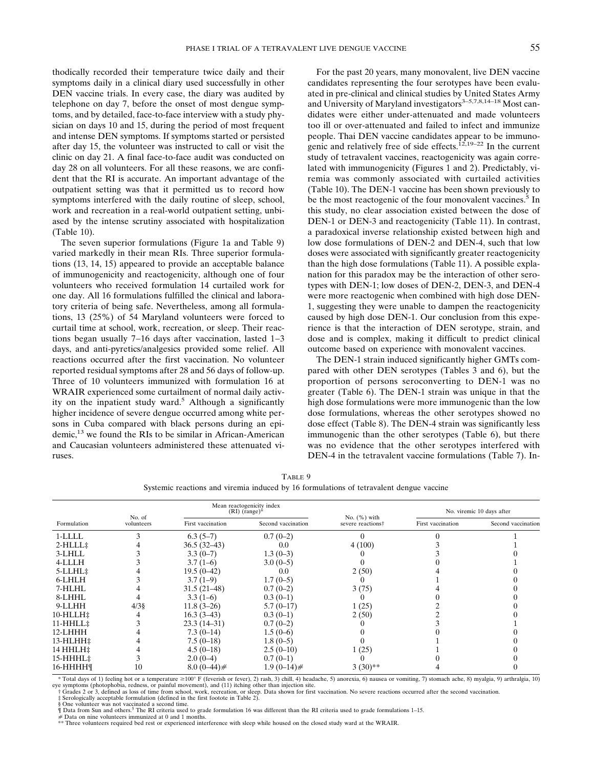thodically recorded their temperature twice daily and their symptoms daily in a clinical diary used successfully in other DEN vaccine trials. In every case, the diary was audited by telephone on day 7, before the onset of most dengue symptoms, and by detailed, face-to-face interview with a study physician on days 10 and 15, during the period of most frequent and intense DEN symptoms. If symptoms started or persisted after day 15, the volunteer was instructed to call or visit the clinic on day 21. A final face-to-face audit was conducted on day 28 on all volunteers. For all these reasons, we are confident that the RI is accurate. An important advantage of the outpatient setting was that it permitted us to record how symptoms interfered with the daily routine of sleep, school, work and recreation in a real-world outpatient setting, unbiased by the intense scrutiny associated with hospitalization (Table 10).

The seven superior formulations (Figure 1a and Table 9) varied markedly in their mean RIs. Three superior formulations (13, 14, 15) appeared to provide an acceptable balance of immunogenicity and reactogenicity, although one of four volunteers who received formulation 14 curtailed work for one day. All 16 formulations fulfilled the clinical and laboratory criteria of being safe. Nevertheless, among all formulations, 13 (25%) of 54 Maryland volunteers were forced to curtail time at school, work, recreation, or sleep. Their reactions began usually 7–16 days after vaccination, lasted 1–3 days, and anti-pyretics/analgesics provided some relief. All reactions occurred after the first vaccination. No volunteer reported residual symptoms after 28 and 56 days of follow-up. Three of 10 volunteers immunized with formulation 16 at WRAIR experienced some curtailment of normal daily activity on the inpatient study ward.[5] Although a significantly higher incidence of severe dengue occurred among white persons in Cuba compared with black persons during an epidemic,[13] we found the RIs to be similar in African-American and Caucasian volunteers administered these attenuated viruses.

For the past 20 years, many monovalent, live DEN vaccine candidates representing the four serotypes have been evaluated in pre-clinical and clinical studies by United States Army and University of Maryland investigators[3–5,7,8,14–18] Most candidates were either under-attenuated and made volunteers too ill or over-attenuated and failed to infect and immunize people. Thai DEN vaccine candidates appear to be immunogenic and relatively free of side effects.[12,19–22] In the current study of tetravalent vaccines, reactogenicity was again correlated with immunogenicity (Figures 1 and 2). Predictably, viremia was commonly associated with curtailed activities (Table 10). The DEN-1 vaccine has been shown previously to be the most reactogenic of the four monovalent vaccines.[5] In this study, no clear association existed between the dose of DEN-1 or DEN-3 and reactogenicity (Table 11). In contrast, a paradoxical inverse relationship existed between high and low dose formulations of DEN-2 and DEN-4, such that low doses were associated with significantly greater reactogenicity than the high dose formulations (Table 11). A possible explanation for this paradox may be the interaction of other serotypes with DEN-1; low doses of DEN-2, DEN-3, and DEN-4 were more reactogenic when combined with high dose DEN-1, suggesting they were unable to dampen the reactogenicity caused by high dose DEN-1. Our conclusion from this experience is that the interaction of DEN serotype, strain, and dose and is complex, making it difficult to predict clinical outcome based on experience with monovalent vaccines.

The DEN-1 strain induced significantly higher GMTs compared with other DEN serotypes (Tables 3 and 6), but the proportion of persons seroconverting to DEN-1 was no greater (Table 6). The DEN-1 strain was unique in that the high dose formulations were more immunogenic than the low dose formulations, whereas the other serotypes showed no dose effect (Table 8). The DEN-4 strain was significantly less immunogenic than the other serotypes (Table 6), but there was no evidence that the other serotypes interfered with DEN-4 in the tetravalent vaccine formulations (Table 7). In-

TABLE 9
Systemic reactions and viremia induced by 16 formulations of tetravalent dengue vaccine

| Formulation | No. of volunteers | Mean reactogenicity index (RI) (range)* | | No. (%) with severe reactions† | No. viremic 10 days after | |
|---|---|---|---|---|---|---|
| | | First vaccination | Second vaccination | | First vaccination | Second vaccination |
| 1-LLLL | 3 | 6.3 (5–7) | 0.7 (0–2) | 0 | 0 | 1 |
| 2-HLLL‡ | 4 | 36.5 (32–43) | 0.0 | 4 (100) | 3 | 1 |
| 3-LHLL | 3 | 3.3 (0–7) | 1.3 (0–3) | 0 | 3 | 0 |
| 4-LLLH | 3 | 3.7 (1–6) | 3.0 (0–5) | 0 | 0 | 1 |
| 5-LLHL‡ | 4 | 19.5 (0–42) | 0.0 | 2 (50) | 4 | 0 |
| 6-LHLH | 3 | 3.7 (1–9) | 1.7 (0–5) | 0 | 1 | 0 |
| 7-HLHL | 4 | 31.5 (21–48) | 0.7 (0–2) | 3 (75) | 4 | 0 |
| 8-LHHL | 4 | 3.3 (1–6) | 0.3 (0–1) | 0 | 0 | 0 |
| 9-LLHH | 4/3§ | 11.8 (3–26) | 5.7 (0–17) | 1 (25) | 2 | 0 |
| 10-HLLH‡ | 4 | 16.3 (3–43) | 0.3 (0–1) | 2 (50) | 2 | 0 |
| 11-HHLL‡ | 3 | 23.3 (14–31) | 0.7 (0–2) | 0 | 3 | 1 |
| 12-LHHH | 4 | 7.3 (0–14) | 1.5 (0–6) | 0 | 0 | 0 |
| 13-HLHH‡ | 4 | 7.5 (0–18) | 1.8 (0–5) | 0 | 1 | 0 |
| 14 HHLH‡ | 4 | 4.5 (0–18) | 2.5 (0–10) | 1 (25) | 1 | 0 |
| 15-HHHL‡ | 3 | 2.0 (0–4) | 0.7 (0–1) | 0 | 0 | 0 |
| 16-HHHH¶ | 10 | 8.0 (0–44)# | 1.9 (0–14)# | 3 (30)** | 4 | 0 |

\* Total days of 1) feeling hot or a temperature ≥100° F (feverish or fever), 2) rash, 3) chill, 4) headache, 5) anorexia, 6) nausea or vomiting, 7) stomach ache, 8) myalgia, 9) arthralgia, 10) eye symptoms (photophobia, redness, or painful movement), and (11) itching other than injection site.
† Grades 2 or 3, defined as loss of time from school, work, recreation, or sleep. Data shown for first vaccination. No severe reactions occurred after the second vaccination.
‡ Serologically acceptable formulation (defined in the first footote in Table 2).
§ One volunteer was not vaccinated a second time.
¶ Data from Sun and others.[5] The RI criteria used to grade formulation 16 was different than the RI criteria used to grade formulations 1–15.
\# Data on nine volunteers immunized at 0 and 1 months.
\** Three volunteers required bed rest or experienced interference with sleep while housed on the closed study ward at the WRAIR.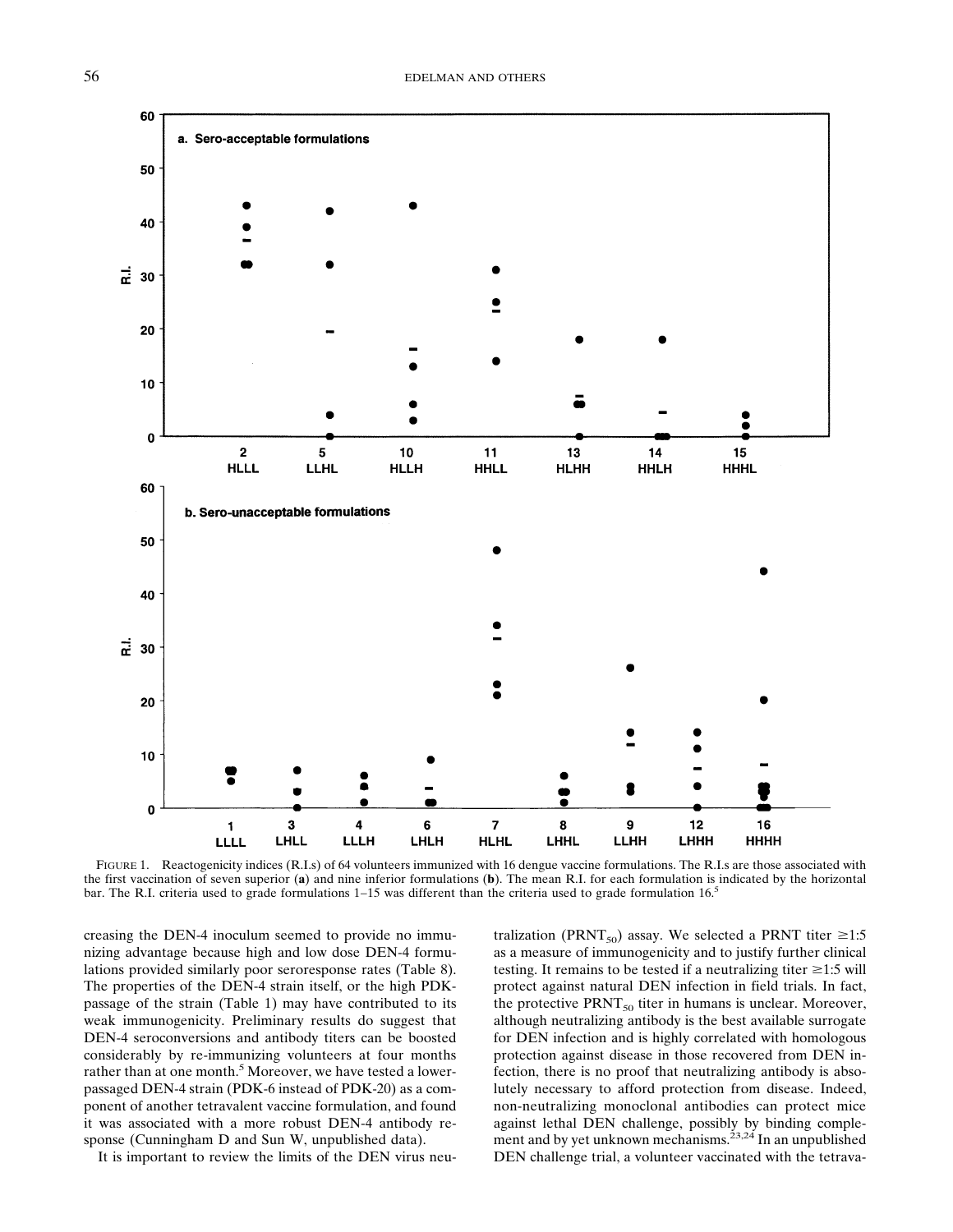FIGURE 1. Reactogenicity indices (R.I.s) of 64 volunteers immunized with 16 dengue vaccine formulations. The R.I.s are those associated with the first vaccination of seven superior (**a**) and nine inferior formulations (**b**). The mean R.I. for each formulation is indicated by the horizontal bar. The R.I. criteria used to grade formulations 1–15 was different than the criteria used to grade formulation 16.[5]

creasing the DEN-4 inoculum seemed to provide no immunizing advantage because high and low dose DEN-4 formulations provided similarly poor seroresponse rates (Table 8). The properties of the DEN-4 strain itself, or the high PDK-passage of the strain (Table 1) may have contributed to its weak immunogenicity. Preliminary results do suggest that DEN-4 seroconversions and antibody titers can be boosted considerably by re-immunizing volunteers at four months rather than at one month.[5] Moreover, we have tested a lower-passaged DEN-4 strain (PDK-6 instead of PDK-20) as a component of another tetravalent vaccine formulation, and found it was associated with a more robust DEN-4 antibody response (Cunningham D and Sun W, unpublished data).

It is important to review the limits of the DEN virus neutralization ($PRNT_{50}$) assay. We selected a PRNT titer ≥1:5 as a measure of immunogenicity and to justify further clinical testing. It remains to be tested if a neutralizing titer ≥1:5 will protect against natural DEN infection in field trials. In fact, the protective $PRNT_{50}$ titer in humans is unclear. Moreover, although neutralizing antibody is the best available surrogate for DEN infection and is highly correlated with homologous protection against disease in those recovered from DEN infection, there is no proof that neutralizing antibody is absolutely necessary to afford protection from disease. Indeed, non-neutralizing monoclonal antibodies can protect mice against lethal DEN challenge, possibly by binding complement and by yet unknown mechanisms.[23,24] In an unpublished DEN challenge trial, a volunteer vaccinated with the tetrava-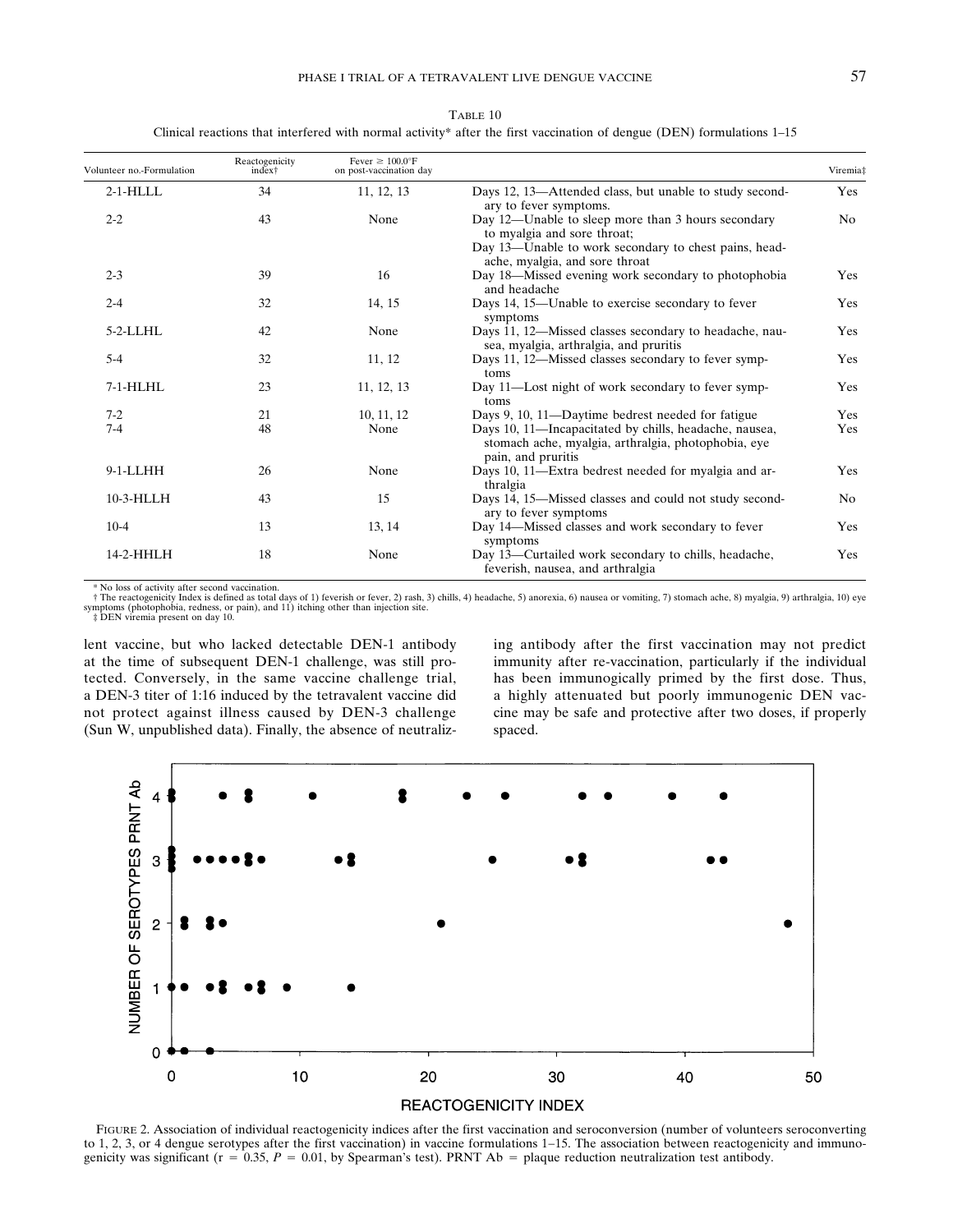TABLE 10

Clinical reactions that interfered with normal activity* after the first vaccination of dengue (DEN) formulations 1–15

| Volunteer no.-Formulation | Reactogenicity index† | Fever ≥ 100.0°F on post-vaccination day | | Viremia‡ |
|---|---|---|---|---|
| 2-1-HLLL | 34 | 11, 12, 13 | Days 12, 13—Attended class, but unable to study secondary to fever symptoms. | Yes |
| 2-2 | 43 | None | Day 12—Unable to sleep more than 3 hours secondary to myalgia and sore throat; Day 13—Unable to work secondary to chest pains, headache, myalgia, and sore throat | No |
| 2-3 | 39 | 16 | Day 18—Missed evening work secondary to photophobia and headache | Yes |
| 2-4 | 32 | 14, 15 | Days 14, 15—Unable to exercise secondary to fever symptoms | Yes |
| 5-2-LLHL | 42 | None | Days 11, 12—Missed classes secondary to headache, nausea, myalgia, arthralgia, and pruritis | Yes |
| 5-4 | 32 | 11, 12 | Days 11, 12—Missed classes secondary to fever symptoms | Yes |
| 7-1-HLHL | 23 | 11, 12, 13 | Day 11—Lost night of work secondary to fever symptoms | Yes |
| 7-2 | 21 | 10, 11, 12 | Days 9, 10, 11—Daytime bedrest needed for fatigue | Yes |
| 7-4 | 48 | None | Days 10, 11—Incapacitated by chills, headache, nausea, stomach ache, myalgia, arthralgia, photophobia, eye pain, and pruritis | Yes |
| 9-1-LLHH | 26 | None | Days 10, 11—Extra bedrest needed for myalgia and arthralgia | Yes |
| 10-3-HLLH | 43 | 15 | Days 14, 15—Missed classes and could not study secondary to fever symptoms | No |
| 10-4 | 13 | 13, 14 | Day 14—Missed classes and work secondary to fever symptoms | Yes |
| 14-2-HHLH | 18 | None | Day 13—Curtailed work secondary to chills, headache, feverish, nausea, and arthralgia | Yes |

\* No loss of activity after second vaccination.
† The reactogenicity Index is defined as total days of 1) feverish or fever, 2) rash, 3) chills, 4) headache, 5) anorexia, 6) nausea or vomiting, 7) stomach ache, 8) myalgia, 9) arthralgia, 10) eye symptoms (photophobia, redness, or pain), and 11) itching other than injection site.
‡ DEN viremia present on day 10.

lent vaccine, but who lacked detectable DEN-1 antibody at the time of subsequent DEN-1 challenge, was still protected. Conversely, in the same vaccine challenge trial, a DEN-3 titer of 1:16 induced by the tetravalent vaccine did not protect against illness caused by DEN-3 challenge (Sun W, unpublished data). Finally, the absence of neutralizing antibody after the first vaccination may not predict immunity after re-vaccination, particularly if the individual has been immunogically primed by the first dose. Thus, a highly attenuated but poorly immunogenic DEN vaccine may be safe and protective after two doses, if properly spaced.

FIGURE 2. Association of individual reactogenicity indices after the first vaccination and seroconversion (number of volunteers seroconverting to 1, 2, 3, or 4 dengue serotypes after the first vaccination) in vaccine formulations 1–15. The association between reactogenicity and immunogenicity was significant ($r = 0.35$, $P = 0.01$, by Spearman's test). PRNT Ab = plaque reduction neutralization test antibody.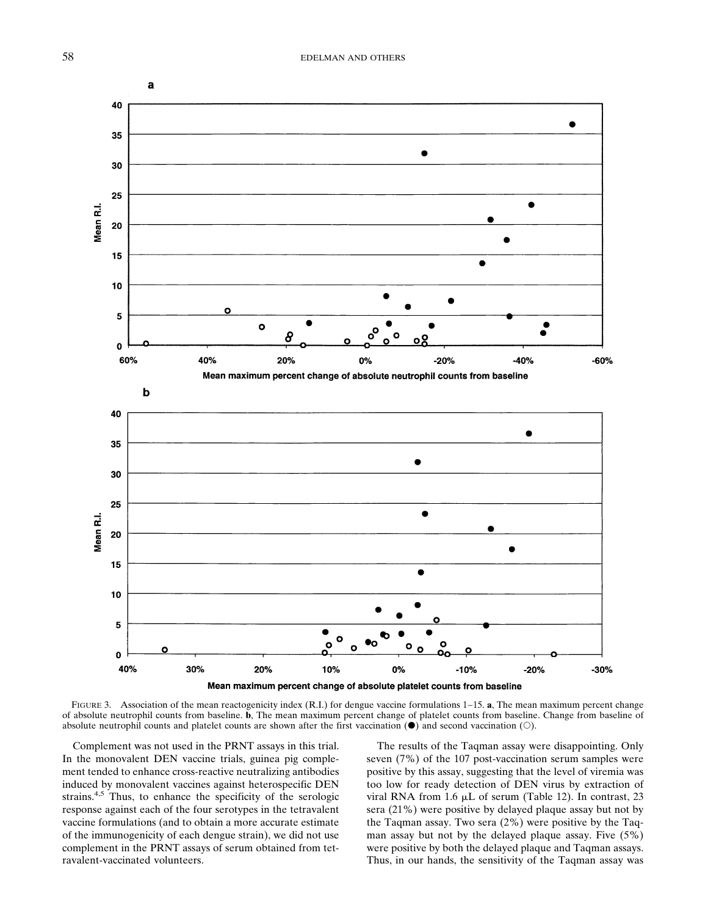FIGURE 3. Association of the mean reactogenicity index (R.I.) for dengue vaccine formulations 1–15. **a**, The mean maximum percent change of absolute neutrophil counts from baseline. **b**, The mean maximum percent change of platelet counts from baseline. Change from baseline of absolute neutrophil counts and platelet counts are shown after the first vaccination (●) and second vaccination (○).

Complement was not used in the PRNT assays in this trial. In the monovalent DEN vaccine trials, guinea pig complement tended to enhance cross-reactive neutralizing antibodies induced by monovalent vaccines against heterospecific DEN strains.[4,5] Thus, to enhance the specificity of the serologic response against each of the four serotypes in the tetravalent vaccine formulations (and to obtain a more accurate estimate of the immunogenicity of each dengue strain), we did not use complement in the PRNT assays of serum obtained from tetravalent-vaccinated volunteers.

The results of the Taqman assay were disappointing. Only seven (7%) of the 107 post-vaccination serum samples were positive by this assay, suggesting that the level of viremia was too low for ready detection of DEN virus by extraction of viral RNA from 1.6 μL of serum (Table 12). In contrast, 23 sera (21%) were positive by delayed plaque assay but not by the Taqman assay. Two sera (2%) were positive by the Taqman assay but not by the delayed plaque assay. Five (5%) were positive by both the delayed plaque and Taqman assays. Thus, in our hands, the sensitivity of the Taqman assay was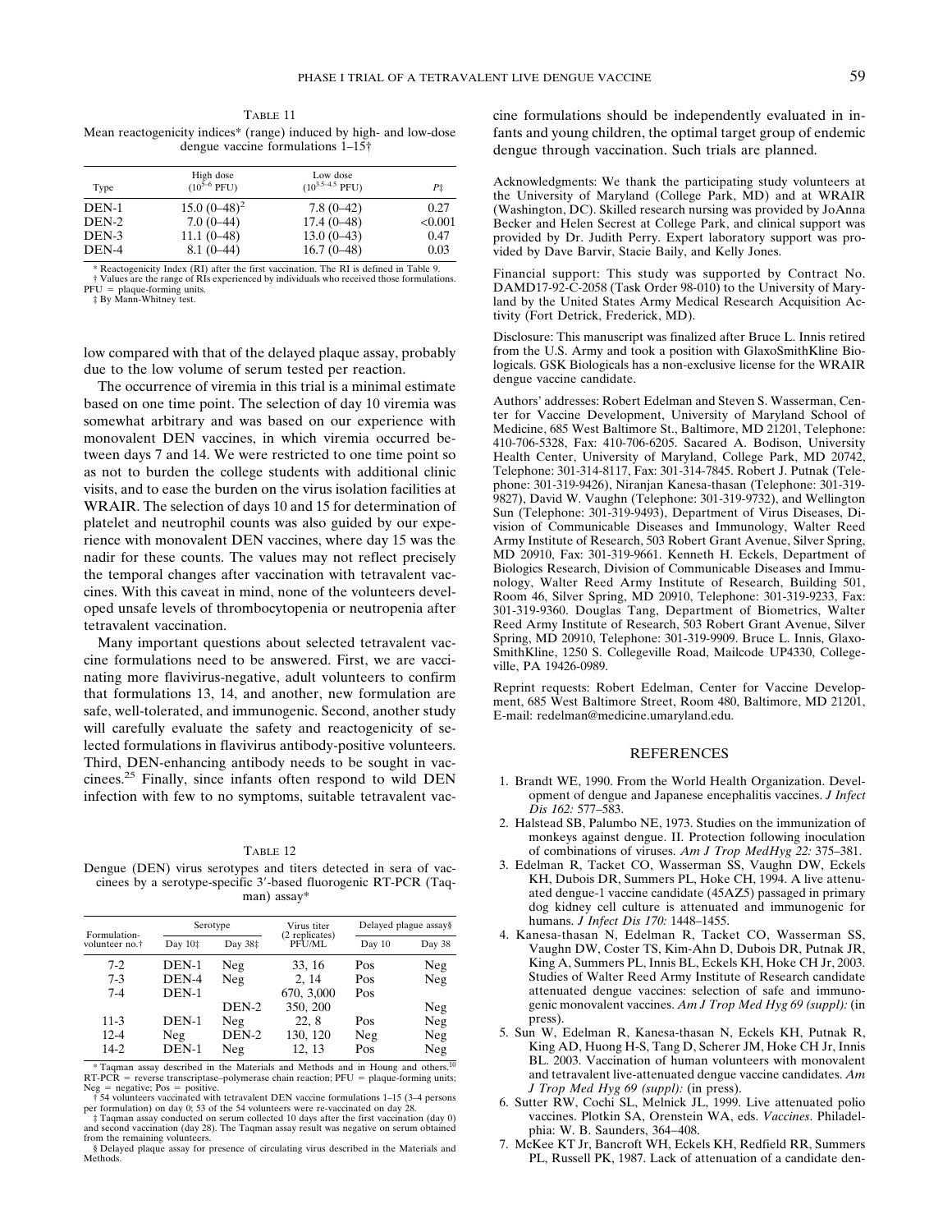TABLE 11

Mean reactogenicity indices* (range) induced by high- and low-dose dengue vaccine formulations 1–15†

| Type | High dose ($10^{5-6}$ PFU) | Low dose ($10^{3.5-4.5}$ PFU) | P‡ |
|---|---|---|---|
| DEN-1 | 15.0 (0–48)[2] | 7.8 (0–42) | 0.27 |
| DEN-2 | 7.0 (0–44) | 17.4 (0–48) | <0.001 |
| DEN-3 | 11.1 (0–48) | 13.0 (0–43) | 0.47 |
| DEN-4 | 8.1 (0–44) | 16.7 (0–48) | 0.03 |

\* Reactogenicity Index (RI) after the first vaccination. The RI is defined in Table 9.
† Values are the range of RIs experienced by individuals who received those formulations. PFU = plaque-forming units.
‡ By Mann-Whitney test.

low compared with that of the delayed plaque assay, probably due to the low volume of serum tested per reaction.

The occurrence of viremia in this trial is a minimal estimate based on one time point. The selection of day 10 viremia was somewhat arbitrary and was based on our experience with monovalent DEN vaccines, in which viremia occurred between days 7 and 14. We were restricted to one time point so as not to burden the college students with additional clinic visits, and to ease the burden on the virus isolation facilities at WRAIR. The selection of days 10 and 15 for determination of platelet and neutrophil counts was also guided by our experience with monovalent DEN vaccines, where day 15 was the nadir for these counts. The values may not reflect precisely the temporal changes after vaccination with tetravalent vaccines. With this caveat in mind, none of the volunteers developed unsafe levels of thrombocytopenia or neutropenia after tetravalent vaccination.

Many important questions about selected tetravalent vaccine formulations need to be answered. First, we are vaccinating more flavivirus-negative, adult volunteers to confirm that formulations 13, 14, and another, new formulation are safe, well-tolerated, and immunogenic. Second, another study will carefully evaluate the safety and reactogenicity of selected formulations in flavivirus antibody-positive volunteers. Third, DEN-enhancing antibody needs to be sought in vaccinees.[25] Finally, since infants often respond to wild DEN infection with few to no symptoms, suitable tetravalent vaccine formulations should be independently evaluated in infants and young children, the optimal target group of endemic dengue through vaccination. Such trials are planned.

TABLE 12

Dengue (DEN) virus serotypes and titers detected in sera of vaccinees by a serotype-specific 3′-based fluorogenic RT-PCR (Taqman) assay*

| Formulation-volunteer no.† | Serotype Day 10‡ | Serotype Day 38‡ | Virus titer (2 replicates) PFU/ML | Delayed plaque assay§ Day 10 | Delayed plaque assay§ Day 38 |
|---|---|---|---|---|---|
| 7-2 | DEN-1 | Neg | 33, 16 | Pos | Neg |
| 7-3 | DEN-4 | Neg | 2, 14 | Pos | Neg |
| 7-4 | DEN-1 | | 670, 3,000 | Pos | |
| | | DEN-2 | 350, 200 | | Neg |
| 11-3 | DEN-1 | Neg | 22, 8 | Pos | Neg |
| 12-4 | Neg | DEN-2 | 130, 120 | Neg | Neg |
| 14-2 | DEN-1 | Neg | 12, 13 | Pos | Neg |

\* Taqman assay described in the Materials and Methods and in Houng and others.[10] RT-PCR = reverse transcriptase–polymerase chain reaction; PFU = plaque-forming units; Neg = negative; Pos = positive.
† 54 volunteers vaccinated with tetravalent DEN vaccine formulations 1–15 (3–4 persons per formulation) on day 0; 53 of the 54 volunteers were re-vaccinated on day 28.
‡ Taqman assay conducted on serum collected 10 days after the first vaccination (day 0) and second vaccination (day 28). The Taqman assay result was negative on serum obtained from the remaining volunteers.
§ Delayed plaque assay for presence of circulating virus described in the Materials and Methods.

Acknowledgments: We thank the participating study volunteers at the University of Maryland (College Park, MD) and at WRAIR (Washington, DC). Skilled research nursing was provided by JoAnna Becker and Helen Secrest at College Park, and clinical support was provided by Dr. Judith Perry. Expert laboratory support was provided by Dave Barvir, Stacie Baily, and Kelly Jones.

Financial support: This study was supported by Contract No. DAMD17-92-C-2058 (Task Order 98-010) to the University of Maryland by the United States Army Medical Research Acquisition Activity (Fort Detrick, Frederick, MD).

Disclosure: This manuscript was finalized after Bruce L. Innis retired from the U.S. Army and took a position with GlaxoSmithKline Biologicals. GSK Biologicals has a non-exclusive license for the WRAIR dengue vaccine candidate.

Authors' addresses: Robert Edelman and Steven S. Wasserman, Center for Vaccine Development, University of Maryland School of Medicine, 685 West Baltimore St., Baltimore, MD 21201, Telephone: 410-706-5328, Fax: 410-706-6205. Sacared A. Bodison, University Health Center, University of Maryland, College Park, MD 20742, Telephone: 301-314-8117, Fax: 301-314-7845. Robert J. Putnak (Telephone: 301-319-9426), Niranjan Kanesa-thasan (Telephone: 301-319-9827), David W. Vaughn (Telephone: 301-319-9732), and Wellington Sun (Telephone: 301-319-9493), Department of Virus Diseases, Division of Communicable Diseases and Immunology, Walter Reed Army Institute of Research, 503 Robert Grant Avenue, Silver Spring, MD 20910, Fax: 301-319-9661. Kenneth H. Eckels, Department of Biologics Research, Division of Communicable Diseases and Immunology, Walter Reed Army Institute of Research, Building 501, Room 46, Silver Spring, MD 20910, Telephone: 301-319-9233, Fax: 301-319-9360. Douglas Tang, Department of Biometrics, Walter Reed Army Institute of Research, 503 Robert Grant Avenue, Silver Spring, MD 20910, Telephone: 301-319-9909. Bruce L. Innis, GlaxoSmithKline, 1250 S. Collegeville Road, Mailcode UP4330, Collegeville, PA 19426-0989.

Reprint requests: Robert Edelman, Center for Vaccine Development, 685 West Baltimore Street, Room 480, Baltimore, MD 21201, E-mail: redelman@medicine.umaryland.edu.

## REFERENCES

1. Brandt WE, 1990. From the World Health Organization. Development of dengue and Japanese encephalitis vaccines. *J Infect Dis 162:* 577–583.
2. Halstead SB, Palumbo NE, 1973. Studies on the immunization of monkeys against dengue. II. Protection following inoculation of combinations of viruses. *Am J Trop MedHyg 22:* 375–381.
3. Edelman R, Tacket CO, Wasserman SS, Vaughn DW, Eckels KH, Dubois DR, Summers PL, Hoke CH, 1994. A live attenuated dengue-1 vaccine candidate (45AZ5) passaged in primary dog kidney cell culture is attenuated and immunogenic for humans. *J Infect Dis 170:* 1448–1455.
4. Kanesa-thasan N, Edelman R, Tacket CO, Wasserman SS, Vaughn DW, Coster TS, Kim-Ahn D, Dubois DR, Putnak JR, King A, Summers PL, Innis BL, Eckels KH, Hoke CH Jr, 2003. Studies of Walter Reed Army Institute of Research candidate attenuated dengue vaccines: selection of safe and immunogenic monovalent vaccines. *Am J Trop Med Hyg 69 (suppl):* (in press).
5. Sun W, Edelman R, Kanesa-thasan N, Eckels KH, Putnak R, King AD, Huong H-S, Tang D, Scherer JM, Hoke CH Jr, Innis BL. 2003. Vaccination of human volunteers with monovalent and tetravalent live-attenuated dengue vaccine candidates. *Am J Trop Med Hyg 69 (suppl):* (in press).
6. Sutter RW, Cochi SL, Melnick JL, 1999. Live attenuated polio vaccines. Plotkin SA, Orenstein WA, eds. *Vaccines*. Philadelphia: W. B. Saunders, 364–408.
7. McKee KT Jr, Bancroft WH, Eckels KH, Redfield RR, Summers PL, Russell PK, 1987. Lack of attenuation of a candidate den-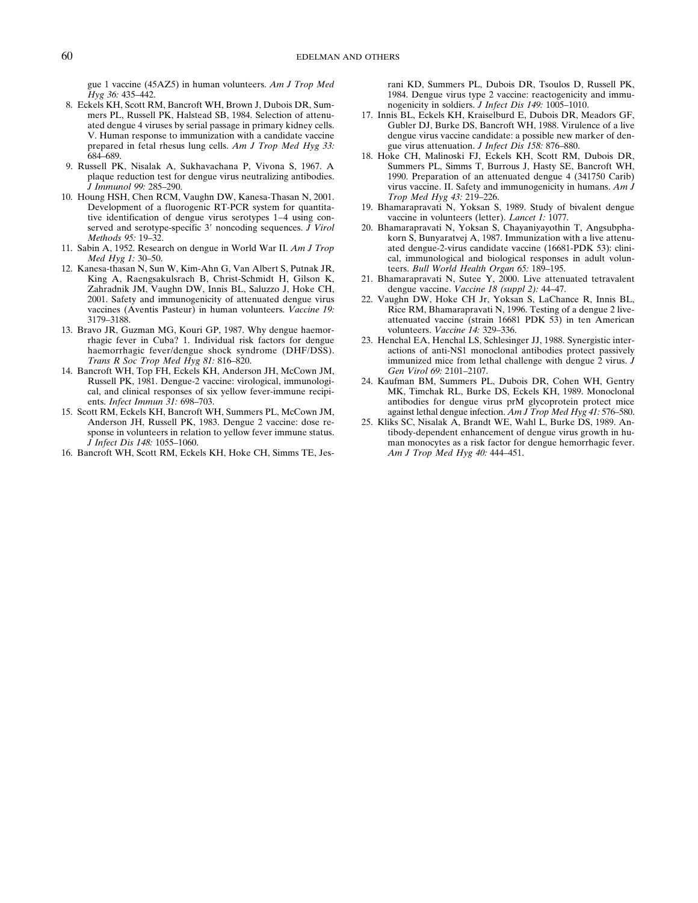gue 1 vaccine (45AZ5) in human volunteers. *Am J Trop Med Hyg 36:* 435–442.

8. Eckels KH, Scott RM, Bancroft WH, Brown J, Dubois DR, Summers PL, Russell PK, Halstead SB, 1984. Selection of attenuated dengue 4 viruses by serial passage in primary kidney cells. V. Human response to immunization with a candidate vaccine prepared in fetal rhesus lung cells. *Am J Trop Med Hyg 33:* 684–689.
9. Russell PK, Nisalak A, Sukhavachana P, Vivona S, 1967. A plaque reduction test for dengue virus neutralizing antibodies. *J Immunol 99:* 285–290.
10. Houng HSH, Chen RCM, Vaughn DW, Kanesa-Thasan N, 2001. Development of a fluorogenic RT-PCR system for quantitative identification of dengue virus serotypes 1–4 using conserved and serotype-specific 3′ noncoding sequences. *J Virol Methods 95:* 19–32.
11. Sabin A, 1952. Research on dengue in World War II. *Am J Trop Med Hyg 1:* 30–50.
12. Kanesa-thasan N, Sun W, Kim-Ahn G, Van Albert S, Putnak JR, King A, Raengsakulsrach B, Christ-Schmidt H, Gilson K, Zahradnik JM, Vaughn DW, Innis BL, Saluzzo J, Hoke CH, 2001. Safety and immunogenicity of attenuated dengue virus vaccines (Aventis Pasteur) in human volunteers. *Vaccine 19:* 3179–3188.
13. Bravo JR, Guzman MG, Kouri GP, 1987. Why dengue haemorrhagic fever in Cuba? 1. Individual risk factors for dengue haemorrhagic fever/dengue shock syndrome (DHF/DSS). *Trans R Soc Trop Med Hyg 81:* 816–820.
14. Bancroft WH, Top FH, Eckels KH, Anderson JH, McCown JM, Russell PK, 1981. Dengue-2 vaccine: virological, immunological, and clinical responses of six yellow fever-immune recipients. *Infect Immun 31:* 698–703.
15. Scott RM, Eckels KH, Bancroft WH, Summers PL, McCown JM, Anderson JH, Russell PK, 1983. Dengue 2 vaccine: dose response in volunteers in relation to yellow fever immune status. *J Infect Dis 148:* 1055–1060.
16. Bancroft WH, Scott RM, Eckels KH, Hoke CH, Simms TE, Jesrani KD, Summers PL, Dubois DR, Tsoulos D, Russell PK, 1984. Dengue virus type 2 vaccine: reactogenicity and immunogenicity in soldiers. *J Infect Dis 149:* 1005–1010.
17. Innis BL, Eckels KH, Kraiselburd E, Dubois DR, Meadors GF, Gubler DJ, Burke DS, Bancroft WH, 1988. Virulence of a live dengue virus vaccine candidate: a possible new marker of dengue virus attenuation. *J Infect Dis 158:* 876–880.
18. Hoke CH, Malinoski FJ, Eckels KH, Scott RM, Dubois DR, Summers PL, Simms T, Burrous J, Hasty SE, Bancroft WH, 1990. Preparation of an attenuated dengue 4 (341750 Carib) virus vaccine. II. Safety and immunogenicity in humans. *Am J Trop Med Hyg 43:* 219–226.
19. Bhamarapravati N, Yoksan S, 1989. Study of bivalent dengue vaccine in volunteers (letter). *Lancet 1:* 1077.
20. Bhamarapravati N, Yoksan S, Chayaniyayothin T, Angsubphakorn S, Bunyaratvej A, 1987. Immunization with a live attenuated dengue-2-virus candidate vaccine (16681-PDK 53): clinical, immunological and biological responses in adult volunteers. *Bull World Health Organ 65:* 189–195.
21. Bhamarapravati N, Sutee Y, 2000. Live attenuated tetravalent dengue vaccine. *Vaccine 18 (suppl 2):* 44–47.
22. Vaughn DW, Hoke CH Jr, Yoksan S, LaChance R, Innis BL, Rice RM, Bhamarapravati N, 1996. Testing of a dengue 2 live-attenuated vaccine (strain 16681 PDK 53) in ten American volunteers. *Vaccine 14:* 329–336.
23. Henchal EA, Henchal LS, Schlesinger JJ, 1988. Synergistic interactions of anti-NS1 monoclonal antibodies protect passively immunized mice from lethal challenge with dengue 2 virus. *J Gen Virol 69:* 2101–2107.
24. Kaufman BM, Summers PL, Dubois DR, Cohen WH, Gentry MK, Timchak RL, Burke DS, Eckels KH, 1989. Monoclonal antibodies for dengue virus prM glycoprotein protect mice against lethal dengue infection. *Am J Trop Med Hyg 41:* 576–580.
25. Kliks SC, Nisalak A, Brandt WE, Wahl L, Burke DS, 1989. Antibody-dependent enhancement of dengue virus growth in human monocytes as a risk factor for dengue hemorrhagic fever. *Am J Trop Med Hyg 40:* 444–451.